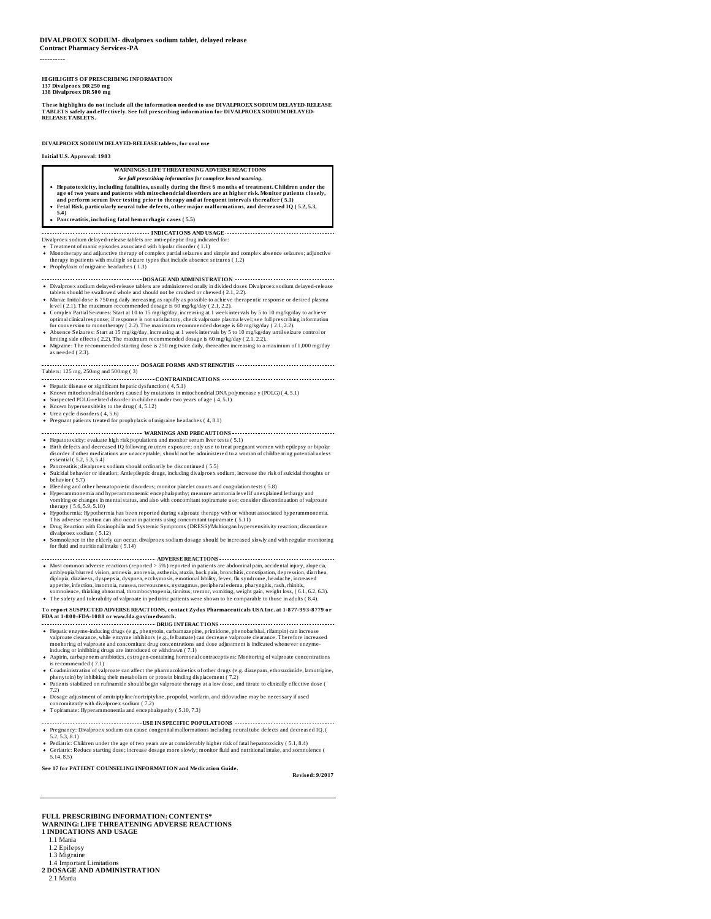**DIVALPROEX SODIUM- divalproex sodium tablet, delayed release**
**Contract Pharmacy Services-PA**

----------

**HIGHLIGHTS OF PRESCRIBING INFORMATION**
**137 Divalproex DR 250 mg**
**138 Divalproex DR 500 mg**

**These highlights do not include all the information needed to use DIVALPROEX SODIUM DELAYED-RELEASE TABLETS safely and effectively. See full prescribing information for DIVALPROEX SODIUM DELAYED-RELEASE TABLETS.**

**DIVALPROEX SODIUM DELAYED-RELEASE tablets, for oral use**

**Initial U.S. Approval: 1983**

**WARNINGS: LIFE THREATENING ADVERSE REACTIONS**

***See full prescribing information for complete boxed warning.***

- **Hepatotoxicity, including fatalities, usually during the first 6 months of treatment. Children under the age of two years and patients with mitochondrial disorders are at higher risk. Monitor patients closely, and perform serum liver testing prior to therapy and at frequent intervals thereafter ( 5.1)**
- **Fetal Risk, particularly neural tube defects, other major malformations, and decreased IQ ( 5.2, 5.3, 5.4)**
- **Pancreatitis, including fatal hemorrhagic cases ( 5.5)**

**INDICATIONS AND USAGE**

Divalproex sodium delayed-release tablets are anti-epileptic drug indicated for:

- Treatment of manic episodes associated with bipolar disorder ( 1.1)
- Monotherapy and adjunctive therapy of complex partial seizures and simple and complex absence seizures; adjunctive therapy in patients with multiple seizure types that include absence seizures ( 1.2)
- Prophylaxis of migraine headaches ( 1.3)

**DOSAGE AND ADMINISTRATION**

- Divalproex sodium delayed-release tablets are administered orally in divided doses Divalproex sodium delayed-release tablets should be swallowed whole and should not be crushed or chewed ( 2.1, 2.2).
- Mania: Initial dose is 750 mg daily increasing as rapidly as possible to achieve therapeutic response or desired plasma level ( 2.1). The maximum recommended dosage is 60 mg/kg/day ( 2.1, 2.2).
- Complex Partial Seizures: Start at 10 to 15 mg/kg/day, increasing at 1 week intervals by 5 to 10 mg/kg/day to achieve optimal clinical response; if response is not satisfactory, check valproate plasma level; see full prescribing information for conversion to monotherapy ( 2.2). The maximum recommended dosage is 60 mg/kg/day ( 2.1, 2.2).
- Absence Seizures: Start at 15 mg/kg/day, increasing at 1 week intervals by 5 to 10 mg/kg/day until seizure control or limiting side effects ( 2.2). The maximum recommended dosage is 60 mg/kg/day ( 2.1, 2.2).
- Migraine: The recommended starting dose is 250 mg twice daily, thereafter increasing to a maximum of 1,000 mg/day as needed ( 2.3).

**DOSAGE FORMS AND STRENGTHS**

Tablets: 125 mg, 250mg and 500mg ( 3)

**CONTRAINDICATIONS**

- Hepatic disease or significant hepatic dysfunction ( 4, 5.1)
- Known mitochondrial disorders caused by mutations in mitochondrial DNA polymerase γ (POLG) ( 4, 5.1)
- Suspected POLG-related disorder in children under two years of age ( 4, 5.1)
- Known hypersensitivity to the drug ( 4, 5.12)
- Urea cycle disorders ( 4, 5.6)
- Pregnant patients treated for prophylaxis of migraine headaches ( 4, 8.1)

**WARNINGS AND PRECAUTIONS**

- Hepatotoxicity; evaluate high risk populations and monitor serum liver tests ( 5.1)
- Birth defects and decreased IQ following *in utero* exposure; only use to treat pregnant women with epilepsy or bipolar disorder if other medications are unacceptable; should not be administered to a woman of childbearing potential unless essential ( 5.2, 5.3, 5.4)
- Pancreatitis; divalproex sodium should ordinarily be discontinued ( 5.5)
- Suicidal behavior or ideation; Antiepileptic drugs, including divalproex sodium, increase the risk of suicidal thoughts or behavior ( 5.7)
- Bleeding and other hematopoietic disorders; monitor platelet counts and coagulation tests ( 5.8)
- Hyperammonemia and hyperammonemic encephalopathy; measure ammonia level if unexplained lethargy and vomiting or changes in mental status, and also with concomitant topiramate use; consider discontinuation of valproate therapy ( 5.6, 5.9, 5.10)
- Hypothermia; Hypothermia has been reported during valproate therapy with or without associated hyperammonemia. This adverse reaction can also occur in patients using concomitant topiramate ( 5.11)
- Drug Reaction with Eosinophilia and Systemic Symptoms (DRESS)/Multiorgan hypersensitivity reaction; discontinue divalproex sodium ( 5.12)
- Somnolence in the elderly can occur. divalproex sodium dosage should be increased slowly and with regular monitoring for fluid and nutritional intake ( 5.14)

**ADVERSE REACTIONS**

- Most common adverse reactions (reported > 5%) reported in patients are abdominal pain, accidental injury, alopecia, amblyopia/blurred vision, amnesia, anorexia, asthenia, ataxia, back pain, bronchitis, constipation, depression, diarrhea, diplopia, dizziness, dyspepsia, dyspnea, ecchymosis, emotional lability, fever, flu syndrome, headache, increased appetite, infection, insomnia, nausea, nervousness, nystagmus, peripheral edema, pharyngitis, rash, rhinitis, somnolence, thinking abnormal, thrombocytopenia, tinnitus, tremor, vomiting, weight gain, weight loss, ( 6.1, 6.2, 6.3).
- The safety and tolerability of valproate in pediatric patients were shown to be comparable to those in adults ( 8.4).

**To report SUSPECTED ADVERSE REACTIONS, contact Zydus Pharmaceuticals USA Inc. at 1-877-993-8779 or FDA at 1-800-FDA-1088 or www.fda.gov/medwatch.**

**DRUG INTERACTIONS**

- Hepatic enzyme-inducing drugs (e.g., phenytoin, carbamazepine, primidone, phenobarbital, rifampin) can increase valproate clearance, while enzyme inhibitors (e.g., felbamate) can decrease valproate clearance. Therefore increased monitoring of valproate and concomitant drug concentrations and dose adjustment is indicated whenever enzyme-inducing or inhibiting drugs are introduced or withdrawn ( 7.1)
- Aspirin, carbapenem antibiotics, estrogen-containing hormonal contraceptives: Monitoring of valproate concentrations is recommended ( 7.1)
- Coadministration of valproate can affect the pharmacokinetics of other drugs (e.g. diazepam, ethosuximide, lamotrigine, phenytoin) by inhibiting their metabolism or protein binding displacement ( 7.2)
- Patients stabilized on rufinamide should begin valproate therapy at a low dose, and titrate to clinically effective dose ( 7.2)
- Dosage adjustment of amitriptyline/nortriptyline, propofol, warfarin, and zidovudine may be necessary if used concomitantly with divalproex sodium ( 7.2)
- Topiramate: Hyperammonemia and encephalopathy ( 5.10, 7.3)

**USE IN SPECIFIC POPULATIONS**

- Pregnancy: Divalproex sodium can cause congenital malformations including neural tube defects and decreased IQ. ( 5.2, 5.3, 8.1)
- Pediatric: Children under the age of two years are at considerably higher risk of fatal hepatotoxicity ( 5.1, 8.4)
- Geriatric: Reduce starting dose; increase dosage more slowly; monitor fluid and nutritional intake, and somnolence ( 5.14, 8.5)

**See 17 for PATIENT COUNSELING INFORMATION and Medication Guide.**

**Revised: 9/2017**

---

**FULL PRESCRIBING INFORMATION: CONTENTS***
**WARNING: LIFE THREATENING ADVERSE REACTIONS**
**1 INDICATIONS AND USAGE**
1.1 Mania
1.2 Epilepsy
1.3 Migraine
1.4 Important Limitations
**2 DOSAGE AND ADMINISTRATION**
2.1 Mania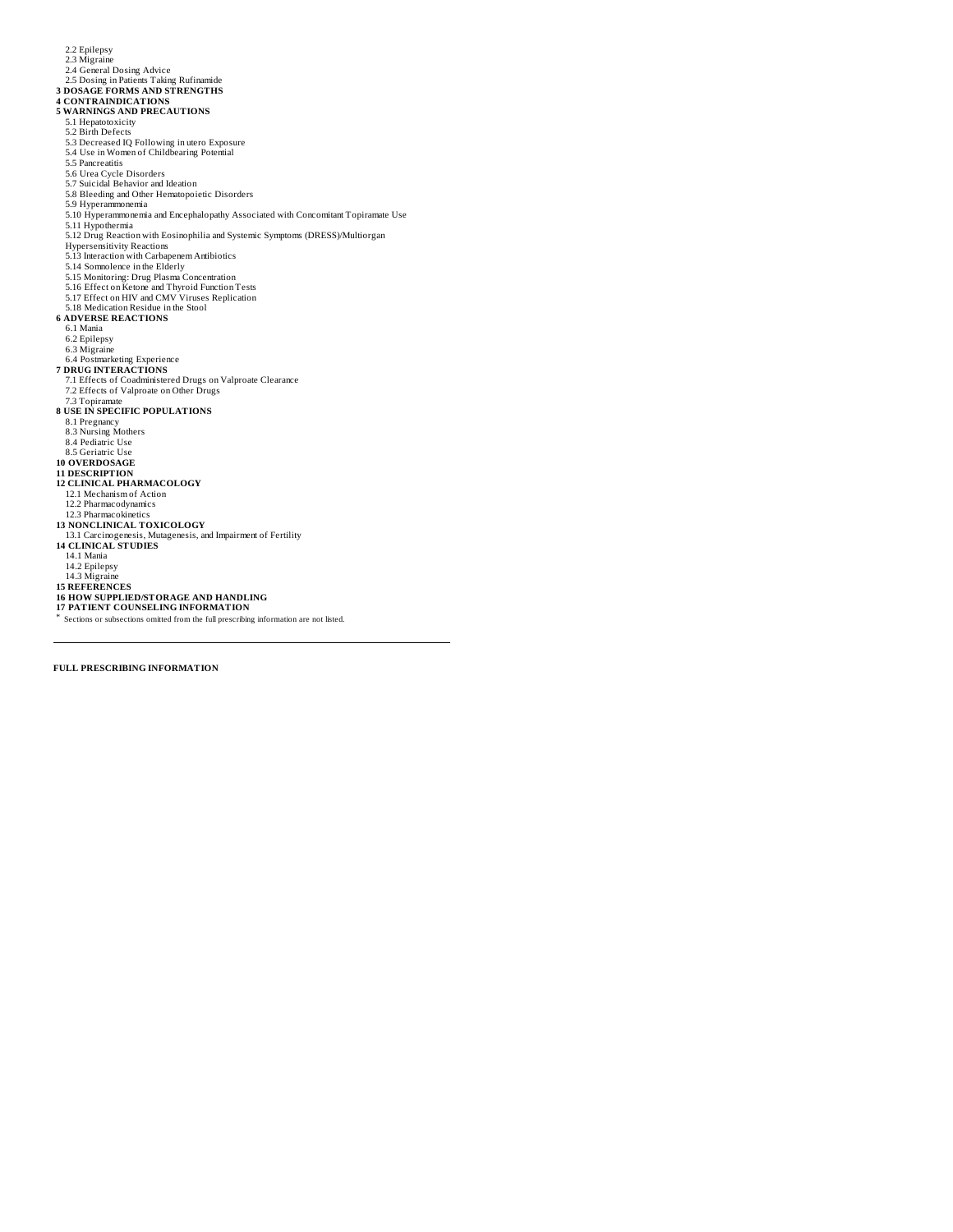2.2 Epilepsy
2.3 Migraine
2.4 General Dosing Advice
2.5 Dosing in Patients Taking Rufinamide

**3 DOSAGE FORMS AND STRENGTHS**

**4 CONTRAINDICATIONS**

**5 WARNINGS AND PRECAUTIONS**

5.1 Hepatotoxicity
5.2 Birth Defects
5.3 Decreased IQ Following in utero Exposure
5.4 Use in Women of Childbearing Potential
5.5 Pancreatitis
5.6 Urea Cycle Disorders
5.7 Suicidal Behavior and Ideation
5.8 Bleeding and Other Hematopoietic Disorders
5.9 Hyperammonemia
5.10 Hyperammonemia and Encephalopathy Associated with Concomitant Topiramate Use
5.11 Hypothermia
5.12 Drug Reaction with Eosinophilia and Systemic Symptoms (DRESS)/Multiorgan Hypersensitivity Reactions
5.13 Interaction with Carbapenem Antibiotics
5.14 Somnolence in the Elderly
5.15 Monitoring: Drug Plasma Concentration
5.16 Effect on Ketone and Thyroid Function Tests
5.17 Effect on HIV and CMV Viruses Replication
5.18 Medication Residue in the Stool

**6 ADVERSE REACTIONS**

6.1 Mania
6.2 Epilepsy
6.3 Migraine
6.4 Postmarketing Experience

**7 DRUG INTERACTIONS**

7.1 Effects of Coadministered Drugs on Valproate Clearance
7.2 Effects of Valproate on Other Drugs
7.3 Topiramate

**8 USE IN SPECIFIC POPULATIONS**

8.1 Pregnancy
8.3 Nursing Mothers
8.4 Pediatric Use
8.5 Geriatric Use

**10 OVERDOSAGE**

**11 DESCRIPTION**

**12 CLINICAL PHARMACOLOGY**

12.1 Mechanism of Action
12.2 Pharmacodynamics
12.3 Pharmacokinetics

**13 NONCLINICAL TOXICOLOGY**

13.1 Carcinogenesis, Mutagenesis, and Impairment of Fertility

**14 CLINICAL STUDIES**

14.1 Mania
14.2 Epilepsy
14.3 Migraine

**15 REFERENCES**

**16 HOW SUPPLIED/STORAGE AND HANDLING**

**17 PATIENT COUNSELING INFORMATION**

* Sections or subsections omitted from the full prescribing information are not listed.

---

**FULL PRESCRIBING INFORMATION**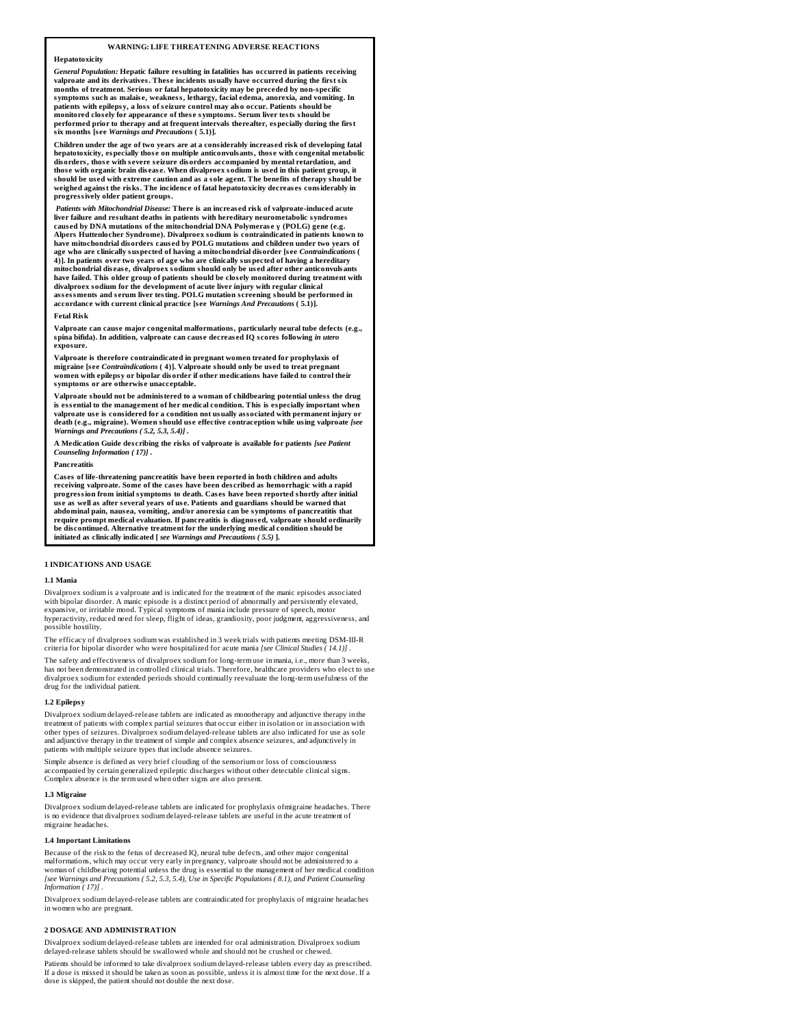**WARNING: LIFE THREATENING ADVERSE REACTIONS**

**Hepatotoxicity**

***General Population:*** **Hepatic failure resulting in fatalities has occurred in patients receiving valproate and its derivatives. These incidents usually have occurred during the first six months of treatment. Serious or fatal hepatotoxicity may be preceded by non-specific symptoms such as malaise, weakness, lethargy, facial edema, anorexia, and vomiting. In patients with epilepsy, a loss of seizure control may also occur. Patients should be monitored closely for appearance of these symptoms. Serum liver tests should be performed prior to therapy and at frequent intervals thereafter, especially during the first six months [see *Warnings and Precautions* ( 5.1)].**

**Children under the age of two years are at a considerably increased risk of developing fatal hepatotoxicity, especially those on multiple anticonvulsants, those with congenital metabolic disorders, those with severe seizure disorders accompanied by mental retardation, and those with organic brain disease. When divalproex sodium is used in this patient group, it should be used with extreme caution and as a sole agent. The benefits of therapy should be weighed against the risks. The incidence of fatal hepatotoxicity decreases considerably in progressively older patient groups.**

***Patients with Mitochondrial Disease:*** **There is an increased risk of valproate-induced acute liver failure and resultant deaths in patients with hereditary neurometabolic syndromes caused by DNA mutations of the mitochondrial DNA Polymerase γ (POLG) gene (e.g. Alpers Huttenlocher Syndrome). Divalproex sodium is contraindicated in patients known to have mitochondrial disorders caused by POLG mutations and children under two years of age who are clinically suspected of having a mitochondrial disorder [see *Contraindications* ( 4)]. In patients over two years of age who are clinically suspected of having a hereditary mitochondrial disease, divalproex sodium should only be used after other anticonvulsants have failed. This older group of patients should be closely monitored during treatment with divalproex sodium for the development of acute liver injury with regular clinical assessments and serum liver testing. POLG mutation screening should be performed in accordance with current clinical practice [see *Warnings And Precautions* ( 5.1)].**

**Fetal Risk**

**Valproate can cause major congenital malformations, particularly neural tube defects (e.g., spina bifida). In addition, valproate can cause decreased IQ scores following *in utero* exposure.**

**Valproate is therefore contraindicated in pregnant women treated for prophylaxis of migraine [see *Contraindications* ( 4)]. Valproate should only be used to treat pregnant women with epilepsy or bipolar disorder if other medications have failed to control their symptoms or are otherwise unacceptable.**

**Valproate should not be administered to a woman of childbearing potential unless the drug is essential to the management of her medical condition. This is especially important when valproate use is considered for a condition not usually associated with permanent injury or death (e.g., migraine). Women should use effective contraception while using valproate *[see Warnings and Precautions ( 5.2, 5.3, 5.4)]* .**

**A Medication Guide describing the risks of valproate is available for patients *[see Patient Counseling Information ( 17)]* .**

**Pancreatitis**

**Cases of life-threatening pancreatitis have been reported in both children and adults receiving valproate. Some of the cases have been described as hemorrhagic with a rapid progression from initial symptoms to death. Cases have been reported shortly after initial use as well as after several years of use. Patients and guardians should be warned that abdominal pain, nausea, vomiting, and/or anorexia can be symptoms of pancreatitis that require prompt medical evaluation. If pancreatitis is diagnosed, valproate should ordinarily be discontinued. Alternative treatment for the underlying medical condition should be initiated as clinically indicated [ *see Warnings and Precautions ( 5.5)* ].**

## 1 INDICATIONS AND USAGE

### 1.1 Mania

Divalproex sodium is a valproate and is indicated for the treatment of the manic episodes associated with bipolar disorder. A manic episode is a distinct period of abnormally and persistently elevated, expansive, or irritable mood. Typical symptoms of mania include pressure of speech, motor hyperactivity, reduced need for sleep, flight of ideas, grandiosity, poor judgment, aggressiveness, and possible hostility.

The efficacy of divalproex sodium was established in 3 week trials with patients meeting DSM-III-R criteria for bipolar disorder who were hospitalized for acute mania *[see Clinical Studies ( 14.1)]* .

The safety and effectiveness of divalproex sodium for long-term use in mania, i.e., more than 3 weeks, has not been demonstrated in controlled clinical trials. Therefore, healthcare providers who elect to use divalproex sodium for extended periods should continually reevaluate the long-term usefulness of the drug for the individual patient.

### 1.2 Epilepsy

Divalproex sodium delayed-release tablets are indicated as monotherapy and adjunctive therapy in the treatment of patients with complex partial seizures that occur either in isolation or in association with other types of seizures. Divalproex sodium delayed-release tablets are also indicated for use as sole and adjunctive therapy in the treatment of simple and complex absence seizures, and adjunctively in patients with multiple seizure types that include absence seizures.

Simple absence is defined as very brief clouding of the sensorium or loss of consciousness accompanied by certain generalized epileptic discharges without other detectable clinical signs. Complex absence is the term used when other signs are also present.

### 1.3 Migraine

Divalproex sodium delayed-release tablets are indicated for prophylaxis ofmigraine headaches. There is no evidence that divalproex sodium delayed-release tablets are useful in the acute treatment of migraine headaches.

### 1.4 Important Limitations

Because of the risk to the fetus of decreased IQ, neural tube defects, and other major congenital malformations, which may occur very early in pregnancy, valproate should not be administered to a woman of childbearing potential unless the drug is essential to the management of her medical condition *[see Warnings and Precautions ( 5.2, 5.3, 5.4), Use in Specific Populations ( 8.1), and Patient Counseling Information ( 17)]* .

Divalproex sodium delayed-release tablets are contraindicated for prophylaxis of migraine headaches in women who are pregnant.

## 2 DOSAGE AND ADMINISTRATION

Divalproex sodium delayed-release tablets are intended for oral administration. Divalproex sodium delayed-release tablets should be swallowed whole and should not be crushed or chewed.

Patients should be informed to take divalproex sodium delayed-release tablets every day as prescribed. If a dose is missed it should be taken as soon as possible, unless it is almost time for the next dose. If a dose is skipped, the patient should not double the next dose.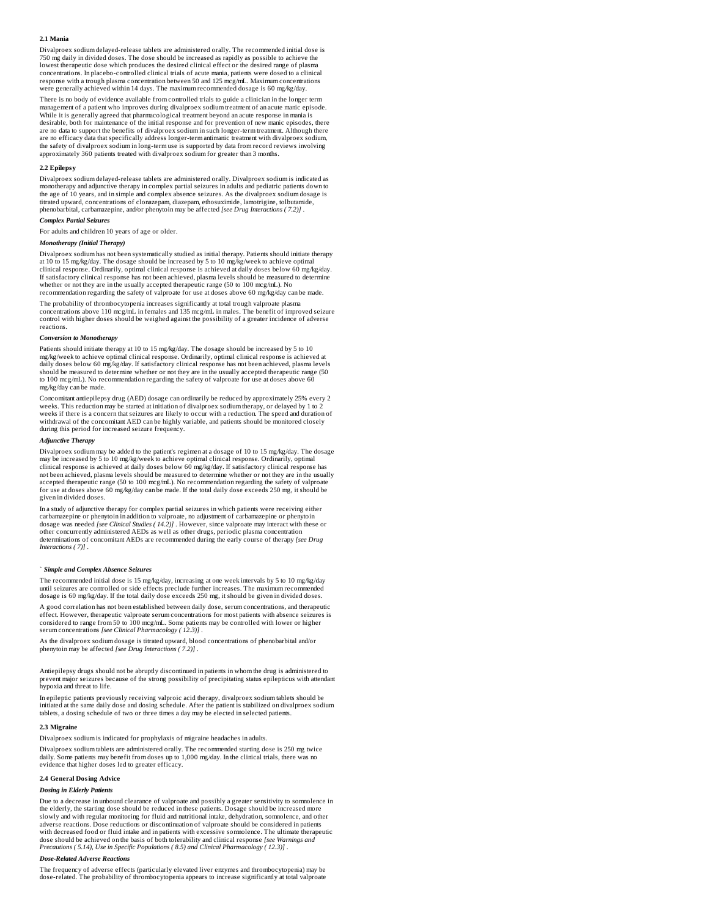### 2.1 Mania

Divalproex sodium delayed-release tablets are administered orally. The recommended initial dose is 750 mg daily in divided doses. The dose should be increased as rapidly as possible to achieve the lowest therapeutic dose which produces the desired clinical effect or the desired range of plasma concentrations. In placebo-controlled clinical trials of acute mania, patients were dosed to a clinical response with a trough plasma concentration between 50 and 125 mcg/mL. Maximum concentrations were generally achieved within 14 days. The maximum recommended dosage is 60 mg/kg/day.

There is no body of evidence available from controlled trials to guide a clinician in the longer term management of a patient who improves during divalproex sodium treatment of an acute manic episode. While it is generally agreed that pharmacological treatment beyond an acute response in mania is desirable, both for maintenance of the initial response and for prevention of new manic episodes, there are no data to support the benefits of divalproex sodium in such longer-term treatment. Although there are no efficacy data that specifically address longer-term antimanic treatment with divalproex sodium, the safety of divalproex sodium in long-term use is supported by data from record reviews involving approximately 360 patients treated with divalproex sodium for greater than 3 months.

### 2.2 Epilepsy

Divalproex sodium delayed-release tablets are administered orally. Divalproex sodium is indicated as monotherapy and adjunctive therapy in complex partial seizures in adults and pediatric patients down to the age of 10 years, and in simple and complex absence seizures. As the divalproex sodium dosage is titrated upward, concentrations of clonazepam, diazepam, ethosuximide, lamotrigine, tolbutamide, phenobarbital, carbamazepine, and/or phenytoin may be affected *[see Drug Interactions ( 7.2)]* .

***Complex Partial Seizures***

For adults and children 10 years of age or older.

***Monotherapy (Initial Therapy)***

Divalproex sodium has not been systematically studied as initial therapy. Patients should initiate therapy at 10 to 15 mg/kg/day. The dosage should be increased by 5 to 10 mg/kg/week to achieve optimal clinical response. Ordinarily, optimal clinical response is achieved at daily doses below 60 mg/kg/day. If satisfactory clinical response has not been achieved, plasma levels should be measured to determine whether or not they are in the usually accepted therapeutic range (50 to 100 mcg/mL). No recommendation regarding the safety of valproate for use at doses above 60 mg/kg/day can be made.

The probability of thrombocytopenia increases significantly at total trough valproate plasma concentrations above 110 mcg/mL in females and 135 mcg/mL in males. The benefit of improved seizure control with higher doses should be weighed against the possibility of a greater incidence of adverse reactions.

***Conversion to Monotherapy***

Patients should initiate therapy at 10 to 15 mg/kg/day. The dosage should be increased by 5 to 10 mg/kg/week to achieve optimal clinical response. Ordinarily, optimal clinical response is achieved at daily doses below 60 mg/kg/day. If satisfactory clinical response has not been achieved, plasma levels should be measured to determine whether or not they are in the usually accepted therapeutic range (50 to 100 mcg/mL). No recommendation regarding the safety of valproate for use at doses above 60 mg/kg/day can be made.

Concomitant antiepilepsy drug (AED) dosage can ordinarily be reduced by approximately 25% every 2 weeks. This reduction may be started at initiation of divalproex sodium therapy, or delayed by 1 to 2 weeks if there is a concern that seizures are likely to occur with a reduction. The speed and duration of withdrawal of the concomitant AED can be highly variable, and patients should be monitored closely during this period for increased seizure frequency.

***Adjunctive Therapy***

Divalproex sodium may be added to the patient's regimen at a dosage of 10 to 15 mg/kg/day. The dosage may be increased by 5 to 10 mg/kg/week to achieve optimal clinical response. Ordinarily, optimal clinical response is achieved at daily doses below 60 mg/kg/day. If satisfactory clinical response has not been achieved, plasma levels should be measured to determine whether or not they are in the usually accepted therapeutic range (50 to 100 mcg/mL). No recommendation regarding the safety of valproate for use at doses above 60 mg/kg/day can be made. If the total daily dose exceeds 250 mg, it should be given in divided doses.

In a study of adjunctive therapy for complex partial seizures in which patients were receiving either carbamazepine or phenytoin in addition to valproate, no adjustment of carbamazepine or phenytoin dosage was needed *[see Clinical Studies ( 14.2)]* . However, since valproate may interact with these or other concurrently administered AEDs as well as other drugs, periodic plasma concentration determinations of concomitant AEDs are recommended during the early course of therapy *[see Drug Interactions ( 7)]* .

` ***Simple and Complex Absence Seizures***

The recommended initial dose is 15 mg/kg/day, increasing at one week intervals by 5 to 10 mg/kg/day until seizures are controlled or side effects preclude further increases. The maximum recommended dosage is 60 mg/kg/day. If the total daily dose exceeds 250 mg, it should be given in divided doses.

A good correlation has not been established between daily dose, serum concentrations, and therapeutic effect. However, therapeutic valproate serum concentrations for most patients with absence seizures is considered to range from 50 to 100 mcg/mL. Some patients may be controlled with lower or higher serum concentrations *[see Clinical Pharmacology ( 12.3)]* .

As the divalproex sodium dosage is titrated upward, blood concentrations of phenobarbital and/or phenytoin may be affected *[see Drug Interactions ( 7.2)]* .

Antiepilepsy drugs should not be abruptly discontinued in patients in whom the drug is administered to prevent major seizures because of the strong possibility of precipitating status epilepticus with attendant hypoxia and threat to life.

In epileptic patients previously receiving valproic acid therapy, divalproex sodium tablets should be initiated at the same daily dose and dosing schedule. After the patient is stabilized on divalproex sodium tablets, a dosing schedule of two or three times a day may be elected in selected patients.

### 2.3 Migraine

Divalproex sodium is indicated for prophylaxis of migraine headaches in adults.

Divalproex sodium tablets are administered orally. The recommended starting dose is 250 mg twice daily. Some patients may benefit from doses up to 1,000 mg/day. In the clinical trials, there was no evidence that higher doses led to greater efficacy.

### 2.4 General Dosing Advice

***Dosing in Elderly Patients***

Due to a decrease in unbound clearance of valproate and possibly a greater sensitivity to somnolence in the elderly, the starting dose should be reduced in these patients. Dosage should be increased more slowly and with regular monitoring for fluid and nutritional intake, dehydration, somnolence, and other adverse reactions. Dose reductions or discontinuation of valproate should be considered in patients with decreased food or fluid intake and in patients with excessive somnolence. The ultimate therapeutic dose should be achieved on the basis of both tolerability and clinical response *[see Warnings and Precautions ( 5.14), Use in Specific Populations ( 8.5) and Clinical Pharmacology ( 12.3)]* .

***Dose-Related Adverse Reactions***

The frequency of adverse effects (particularly elevated liver enzymes and thrombocytopenia) may be dose-related. The probability of thrombocytopenia appears to increase significantly at total valproate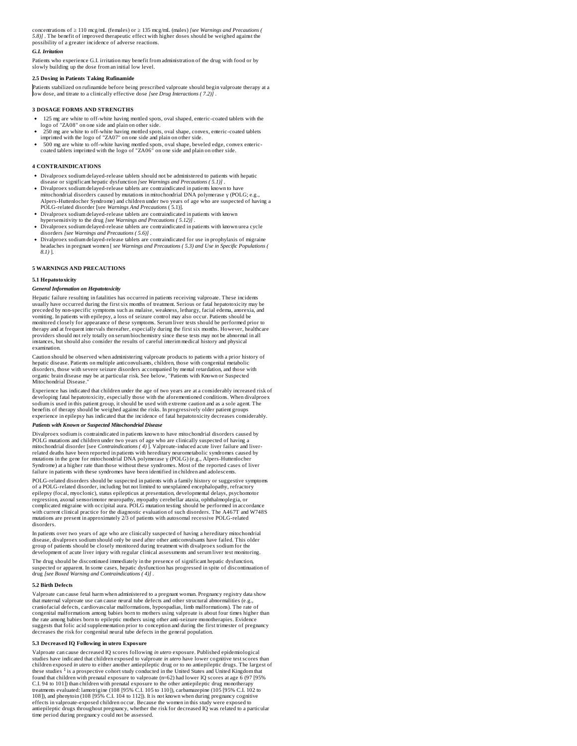concentrations of ≥ 110 mcg/mL (females) or ≥ 135 mcg/mL (males) *[see Warnings and Precautions ( 5.8)]* . The benefit of improved therapeutic effect with higher doses should be weighed against the possibility of a greater incidence of adverse reactions.

***G.I. Irritation***

Patients who experience G.I. irritation may benefit from administration of the drug with food or by slowly building up the dose from an initial low level.

**2.5 Dosing in Patients Taking Rufinamide**

Patients stabilized on rufinamide before being prescribed valproate should begin valproate therapy at a low dose, and titrate to a clinically effective dose *[see Drug Interactions ( 7.2)]* .

## 3 DOSAGE FORMS AND STRENGTHS

- 125 mg are white to off-white having mottled spots, oval shaped, enteric-coated tablets with the logo of "ZA08" on one side and plain on other side.
- 250 mg are white to off-white having mottled spots, oval shape, convex, enteric-coated tablets imprinted with the logo of "ZA07" on one side and plain on other side.
- 500 mg are white to off-white having mottled spots, oval shape, beveled edge, convex enteric-coated tablets imprinted with the logo of "ZA06" on one side and plain on other side.

## 4 CONTRAINDICATIONS

- Divalproex sodium delayed-release tablets should not be administered to patients with hepatic disease or significant hepatic dysfunction *[see Warnings and Precautions ( 5.1)]* .
- Divalproex sodium delayed-release tablets are contraindicated in patients known to have mitochondrial disorders caused by mutations in mitochondrial DNA polymerase γ (POLG; e.g., Alpers-Huttenlocher Syndrome) and children under two years of age who are suspected of having a POLG-related disorder [see *Warnings And Precautions* ( 5.1)].
- Divalproex sodium delayed-release tablets are contraindicated in patients with known hypersensitivity to the drug *[see Warnings and Precautions ( 5.12)]* .
- Divalproex sodium delayed-release tablets are contraindicated in patients with known urea cycle disorders *[see Warnings and Precautions ( 5.6)]* .
- Divalproex sodium delayed-release tablets are contraindicated for use in prophylaxis of migraine headaches in pregnant women [ *see Warnings and Precautions ( 5.3) and Use in Specific Populations ( 8.1)* ].

## 5 WARNINGS AND PRECAUTIONS

### 5.1 Hepatotoxicity

***General Information on Hepatotoxicity***

Hepatic failure resulting in fatalities has occurred in patients receiving valproate. These incidents usually have occurred during the first six months of treatment. Serious or fatal hepatotoxicity may be preceded by non-specific symptoms such as malaise, weakness, lethargy, facial edema, anorexia, and vomiting. In patients with epilepsy, a loss of seizure control may also occur. Patients should be monitored closely for appearance of these symptoms. Serum liver tests should be performed prior to therapy and at frequent intervals thereafter, especially during the first six months. However, healthcare providers should not rely totally on serum biochemistry since these tests may not be abnormal in all instances, but should also consider the results of careful interim medical history and physical examination.

Caution should be observed when administering valproate products to patients with a prior history of hepatic disease. Patients on multiple anticonvulsants, children, those with congenital metabolic disorders, those with severe seizure disorders accompanied by mental retardation, and those with organic brain disease may be at particular risk. See below, "Patients with Known or Suspected Mitochondrial Disease."

Experience has indicated that children under the age of two years are at a considerably increased risk of developing fatal hepatotoxicity, especially those with the aforementioned conditions. When divalproex sodium is used in this patient group, it should be used with extreme caution and as a sole agent. The benefits of therapy should be weighed against the risks. In progressively older patient groups experience in epilepsy has indicated that the incidence of fatal hepatotoxicity decreases considerably.

***Patients with Known or Suspected Mitochondrial Disease***

Divalproex sodium is contraindicated in patients known to have mitochondrial disorders caused by POLG mutations and children under two years of age who are clinically suspected of having a mitochondrial disorder [see *Contraindications ( 4)* ]. Valproate-induced acute liver failure and liver-related deaths have been reported in patients with hereditary neurometabolic syndromes caused by mutations in the gene for mitochondrial DNA polymerase γ (POLG) (e.g., Alpers-Huttenlocher Syndrome) at a higher rate than those without these syndromes. Most of the reported cases of liver failure in patients with these syndromes have been identified in children and adolescents.

POLG-related disorders should be suspected in patients with a family history or suggestive symptoms of a POLG-related disorder, including but not limited to unexplained encephalopathy, refractory epilepsy (focal, myoclonic), status epilepticus at presentation, developmental delays, psychomotor regression, axonal sensorimotor neuropathy, myopathy cerebellar ataxia, ophthalmoplegia, or complicated migraine with occipital aura. POLG mutation testing should be performed in accordance with current clinical practice for the diagnostic evaluation of such disorders. The A467T and W748S mutations are present in approximately 2/3 of patients with autosomal recessive POLG-related disorders.

In patients over two years of age who are clinically suspected of having a hereditary mitochondrial disease, divalproex sodium should only be used after other anticonvulsants have failed. This older group of patients should be closely monitored during treatment with divalproex sodium for the development of acute liver injury with regular clinical assessments and serum liver test monitoring.

The drug should be discontinued immediately in the presence of significant hepatic dysfunction, suspected or apparent. In some cases, hepatic dysfunction has progressed in spite of discontinuation of drug *[see Boxed Warning and Contraindications ( 4)]* .

### 5.2 Birth Defects

Valproate can cause fetal harm when administered to a pregnant woman. Pregnancy registry data show that maternal valproate use can cause neural tube defects and other structural abnormalities (e.g., craniofacial defects, cardiovascular malformations, hypospadias, limb malformations). The rate of congenital malformations among babies born to mothers using valproate is about four times higher than the rate among babies born to epileptic mothers using other anti-seizure monotherapies. Evidence suggests that folic acid supplementation prior to conception and during the first trimester of pregnancy decreases the risk for congenital neural tube defects in the general population.

### 5.3 Decreased IQ Following in utero Exposure

Valproate can cause decreased IQ scores following *in utero* exposure. Published epidemiological studies have indicated that children exposed to valproate *in utero* have lower cognitive test scores than children exposed *in utero* to either another antiepileptic drug or to no antiepileptic drugs. The largest of these studies [1] is a prospective cohort study conducted in the United States and United Kingdom that found that children with prenatal exposure to valproate (n=62) had lower IQ scores at age 6 (97 [95% C.I. 94 to 101]) than children with prenatal exposure to the other antiepileptic drug monotherapy treatments evaluated: lamotrigine (108 [95% C.I. 105 to 110]), carbamazepine (105 [95% C.I. 102 to 108]), and phenytoin (108 [95% C.I. 104 to 112]). It is not known when during pregnancy cognitive effects in valproate-exposed children occur. Because the women in this study were exposed to antiepileptic drugs throughout pregnancy, whether the risk for decreased IQ was related to a particular time period during pregnancy could not be assessed.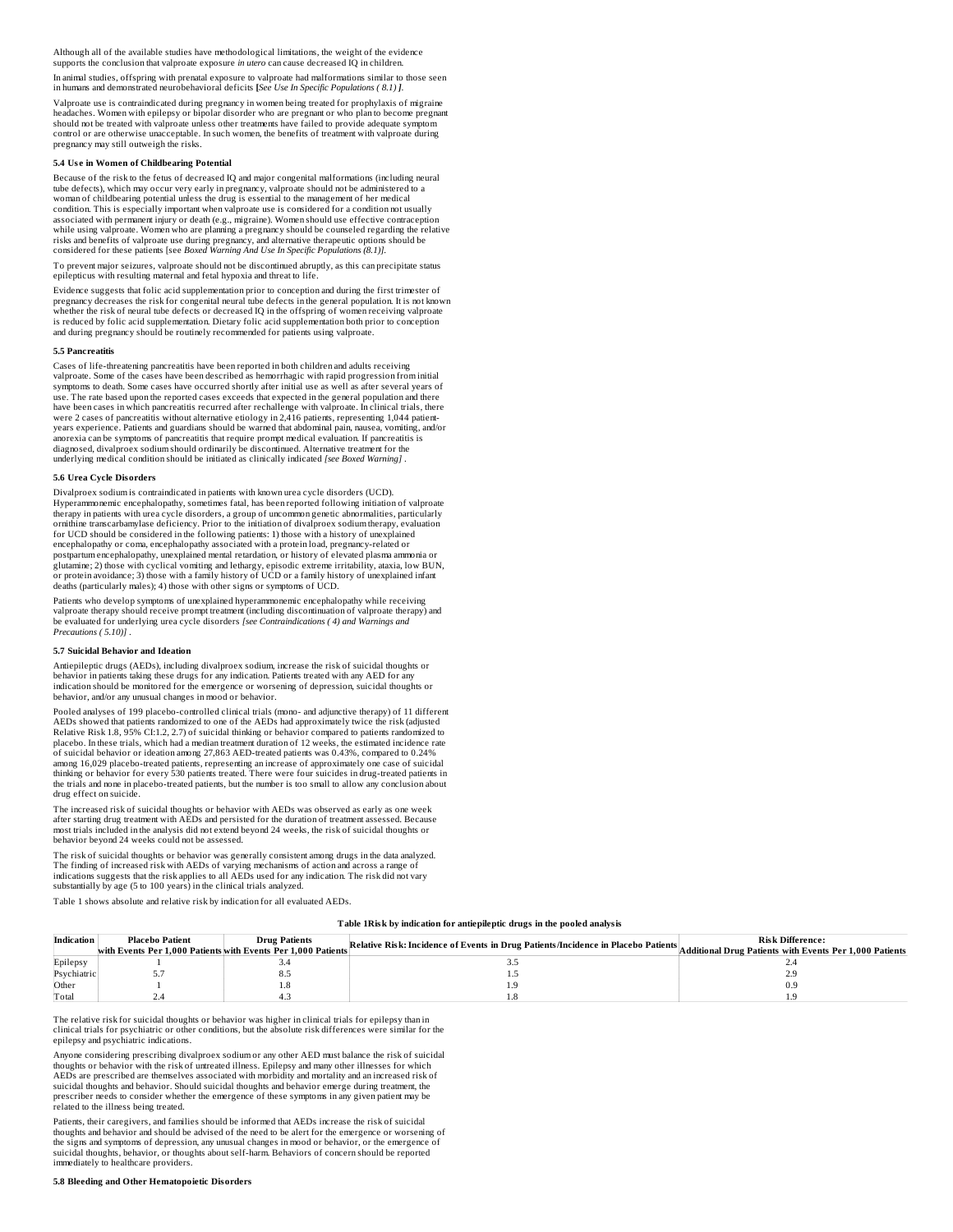Although all of the available studies have methodological limitations, the weight of the evidence supports the conclusion that valproate exposure *in utero* can cause decreased IQ in children.

In animal studies, offspring with prenatal exposure to valproate had malformations similar to those seen in humans and demonstrated neurobehavioral deficits **[***See Use In Specific Populations ( 8.1)* **]**.

Valproate use is contraindicated during pregnancy in women being treated for prophylaxis of migraine headaches. Women with epilepsy or bipolar disorder who are pregnant or who plan to become pregnant should not be treated with valproate unless other treatments have failed to provide adequate symptom control or are otherwise unacceptable. In such women, the benefits of treatment with valproate during pregnancy may still outweigh the risks.

### 5.4 Use in Women of Childbearing Potential

Because of the risk to the fetus of decreased IQ and major congenital malformations (including neural tube defects), which may occur very early in pregnancy, valproate should not be administered to a woman of childbearing potential unless the drug is essential to the management of her medical condition. This is especially important when valproate use is considered for a condition not usually associated with permanent injury or death (e.g., migraine). Women should use effective contraception while using valproate. Women who are planning a pregnancy should be counseled regarding the relative risks and benefits of valproate use during pregnancy, and alternative therapeutic options should be considered for these patients [see *Boxed Warning And Use In Specific Populations (8.1)]*.

To prevent major seizures, valproate should not be discontinued abruptly, as this can precipitate status epilepticus with resulting maternal and fetal hypoxia and threat to life.

Evidence suggests that folic acid supplementation prior to conception and during the first trimester of pregnancy decreases the risk for congenital neural tube defects in the general population. It is not known whether the risk of neural tube defects or decreased IQ in the offspring of women receiving valproate is reduced by folic acid supplementation. Dietary folic acid supplementation both prior to conception and during pregnancy should be routinely recommended for patients using valproate.

### 5.5 Pancreatitis

Cases of life-threatening pancreatitis have been reported in both children and adults receiving valproate. Some of the cases have been described as hemorrhagic with rapid progression from initial symptoms to death. Some cases have occurred shortly after initial use as well as after several years of use. The rate based upon the reported cases exceeds that expected in the general population and there have been cases in which pancreatitis recurred after rechallenge with valproate. In clinical trials, there were 2 cases of pancreatitis without alternative etiology in 2,416 patients, representing 1,044 patient-years experience. Patients and guardians should be warned that abdominal pain, nausea, vomiting, and/or anorexia can be symptoms of pancreatitis that require prompt medical evaluation. If pancreatitis is diagnosed, divalproex sodium should ordinarily be discontinued. Alternative treatment for the underlying medical condition should be initiated as clinically indicated *[see Boxed Warning]* .

### 5.6 Urea Cycle Disorders

Divalproex sodium is contraindicated in patients with known urea cycle disorders (UCD). Hyperammonemic encephalopathy, sometimes fatal, has been reported following initiation of valproate therapy in patients with urea cycle disorders, a group of uncommon genetic abnormalities, particularly ornithine transcarbamylase deficiency. Prior to the initiation of divalproex sodium therapy, evaluation for UCD should be considered in the following patients: 1) those with a history of unexplained encephalopathy or coma, encephalopathy associated with a protein load, pregnancy-related or postpartum encephalopathy, unexplained mental retardation, or history of elevated plasma ammonia or glutamine; 2) those with cyclical vomiting and lethargy, episodic extreme irritability, ataxia, low BUN, or protein avoidance; 3) those with a family history of UCD or a family history of unexplained infant deaths (particularly males); 4) those with other signs or symptoms of UCD.

Patients who develop symptoms of unexplained hyperammonemic encephalopathy while receiving valproate therapy should receive prompt treatment (including discontinuation of valproate therapy) and be evaluated for underlying urea cycle disorders *[see Contraindications ( 4) and Warnings and Precautions ( 5.10)]* .

### 5.7 Suicidal Behavior and Ideation

Antiepileptic drugs (AEDs), including divalproex sodium, increase the risk of suicidal thoughts or behavior in patients taking these drugs for any indication. Patients treated with any AED for any indication should be monitored for the emergence or worsening of depression, suicidal thoughts or behavior, and/or any unusual changes in mood or behavior.

Pooled analyses of 199 placebo-controlled clinical trials (mono- and adjunctive therapy) of 11 different AEDs showed that patients randomized to one of the AEDs had approximately twice the risk (adjusted Relative Risk 1.8, 95% CI:1.2, 2.7) of suicidal thinking or behavior compared to patients randomized to placebo. In these trials, which had a median treatment duration of 12 weeks, the estimated incidence rate of suicidal behavior or ideation among 27,863 AED-treated patients was 0.43%, compared to 0.24% among 16,029 placebo-treated patients, representing an increase of approximately one case of suicidal thinking or behavior for every 530 patients treated. There were four suicides in drug-treated patients in the trials and none in placebo-treated patients, but the number is too small to allow any conclusion about drug effect on suicide.

The increased risk of suicidal thoughts or behavior with AEDs was observed as early as one week after starting drug treatment with AEDs and persisted for the duration of treatment assessed. Because most trials included in the analysis did not extend beyond 24 weeks, the risk of suicidal thoughts or behavior beyond 24 weeks could not be assessed.

The risk of suicidal thoughts or behavior was generally consistent among drugs in the data analyzed. The finding of increased risk with AEDs of varying mechanisms of action and across a range of indications suggests that the risk applies to all AEDs used for any indication. The risk did not vary substantially by age (5 to 100 years) in the clinical trials analyzed.

Table 1 shows absolute and relative risk by indication for all evaluated AEDs.

**Table 1Risk by indication for antiepileptic drugs in the pooled analysis**

| Indication | Placebo Patient with Events Per 1,000 Patients | Drug Patients with Events Per 1,000 Patients | Relative Risk: Incidence of Events in Drug Patients/Incidence in Placebo Patients | Risk Difference: Additional Drug Patients with Events Per 1,000 Patients |
|---|---|---|---|---|
| Epilepsy | 1 | 3.4 | 3.5 | 2.4 |
| Psychiatric | 5.7 | 8.5 | 1.5 | 2.9 |
| Other | 1 | 1.8 | 1.9 | 0.9 |
| Total | 2.4 | 4.3 | 1.8 | 1.9 |

The relative risk for suicidal thoughts or behavior was higher in clinical trials for epilepsy than in clinical trials for psychiatric or other conditions, but the absolute risk differences were similar for the epilepsy and psychiatric indications.

Anyone considering prescribing divalproex sodium or any other AED must balance the risk of suicidal thoughts or behavior with the risk of untreated illness. Epilepsy and many other illnesses for which AEDs are prescribed are themselves associated with morbidity and mortality and an increased risk of suicidal thoughts and behavior. Should suicidal thoughts and behavior emerge during treatment, the prescriber needs to consider whether the emergence of these symptoms in any given patient may be related to the illness being treated.

Patients, their caregivers, and families should be informed that AEDs increase the risk of suicidal thoughts and behavior and should be advised of the need to be alert for the emergence or worsening of the signs and symptoms of depression, any unusual changes in mood or behavior, or the emergence of suicidal thoughts, behavior, or thoughts about self-harm. Behaviors of concern should be reported immediately to healthcare providers.

### 5.8 Bleeding and Other Hematopoietic Disorders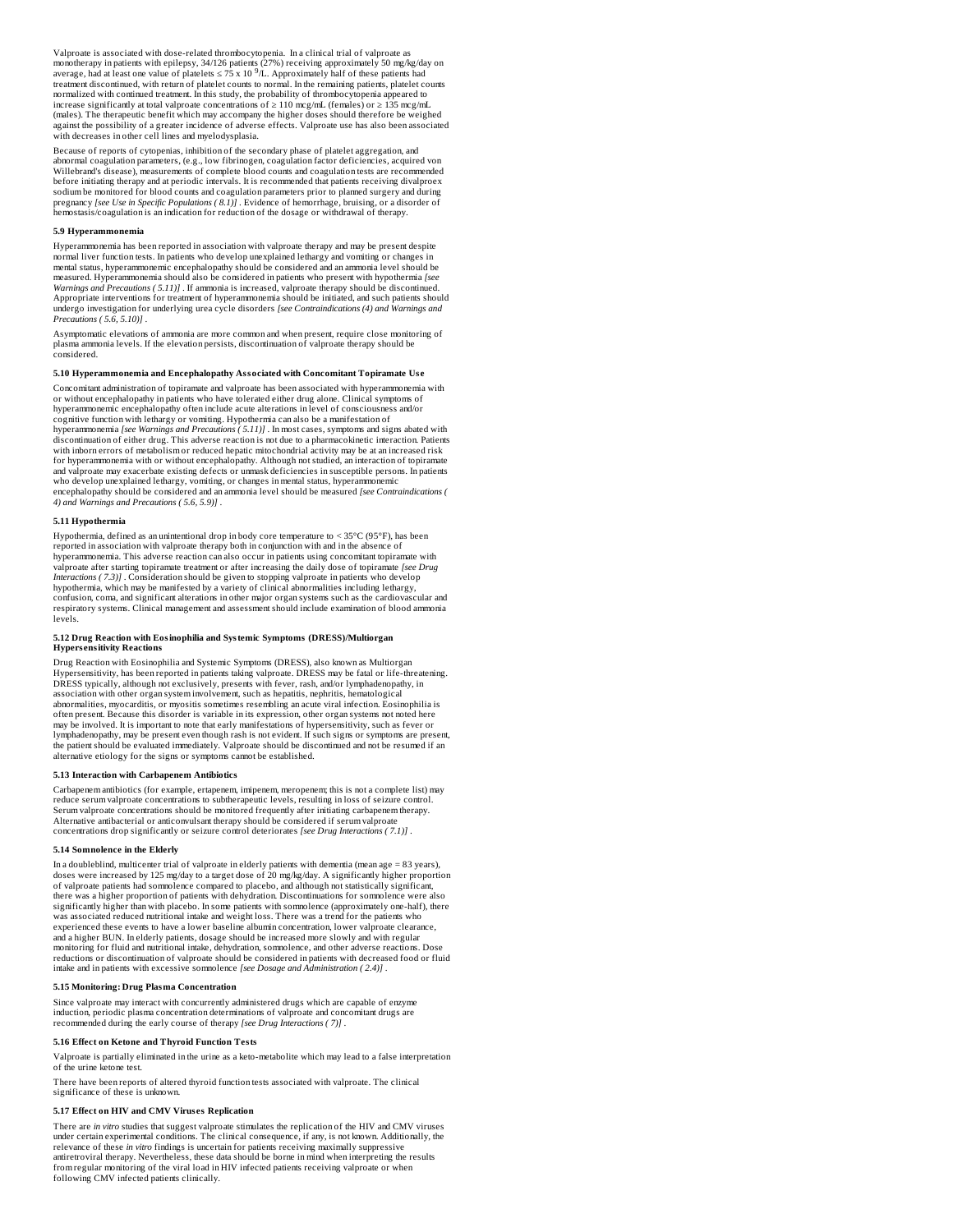Valproate is associated with dose-related thrombocytopenia. In a clinical trial of valproate as monotherapy in patients with epilepsy, 34/126 patients (27%) receiving approximately 50 mg/kg/day on average, had at least one value of platelets ≤ 75 x $10^9$/L. Approximately half of these patients had treatment discontinued, with return of platelet counts to normal. In the remaining patients, platelet counts normalized with continued treatment. In this study, the probability of thrombocytopenia appeared to increase significantly at total valproate concentrations of ≥ 110 mcg/mL (females) or ≥ 135 mcg/mL (males). The therapeutic benefit which may accompany the higher doses should therefore be weighed against the possibility of a greater incidence of adverse effects. Valproate use has also been associated with decreases in other cell lines and myelodysplasia.

Because of reports of cytopenias, inhibition of the secondary phase of platelet aggregation, and abnormal coagulation parameters, (e.g., low fibrinogen, coagulation factor deficiencies, acquired von Willebrand's disease), measurements of complete blood counts and coagulation tests are recommended before initiating therapy and at periodic intervals. It is recommended that patients receiving divalproex sodium be monitored for blood counts and coagulation parameters prior to planned surgery and during pregnancy *[see Use in Specific Populations ( 8.1)]* . Evidence of hemorrhage, bruising, or a disorder of hemostasis/coagulation is an indication for reduction of the dosage or withdrawal of therapy.

### 5.9 Hyperammonemia

Hyperammonemia has been reported in association with valproate therapy and may be present despite normal liver function tests. In patients who develop unexplained lethargy and vomiting or changes in mental status, hyperammonemic encephalopathy should be considered and an ammonia level should be measured. Hyperammonemia should also be considered in patients who present with hypothermia *[see Warnings and Precautions ( 5.11)]* . If ammonia is increased, valproate therapy should be discontinued. Appropriate interventions for treatment of hyperammonemia should be initiated, and such patients should undergo investigation for underlying urea cycle disorders *[see Contraindications (4) and Warnings and Precautions ( 5.6, 5.10)]* .

Asymptomatic elevations of ammonia are more common and when present, require close monitoring of plasma ammonia levels. If the elevation persists, discontinuation of valproate therapy should be considered.

### 5.10 Hyperammonemia and Encephalopathy Associated with Concomitant Topiramate Use

Concomitant administration of topiramate and valproate has been associated with hyperammonemia with or without encephalopathy in patients who have tolerated either drug alone. Clinical symptoms of hyperammonemic encephalopathy often include acute alterations in level of consciousness and/or cognitive function with lethargy or vomiting. Hypothermia can also be a manifestation of hyperammonemia *[see Warnings and Precautions ( 5.11)]* . In most cases, symptoms and signs abated with discontinuation of either drug. This adverse reaction is not due to a pharmacokinetic interaction. Patients with inborn errors of metabolism or reduced hepatic mitochondrial activity may be at an increased risk for hyperammonemia with or without encephalopathy. Although not studied, an interaction of topiramate and valproate may exacerbate existing defects or unmask deficiencies in susceptible persons. In patients who develop unexplained lethargy, vomiting, or changes in mental status, hyperammonemic encephalopathy should be considered and an ammonia level should be measured *[see Contraindications ( 4) and Warnings and Precautions ( 5.6, 5.9)]* .

### 5.11 Hypothermia

Hypothermia, defined as an unintentional drop in body core temperature to < 35°C (95°F), has been reported in association with valproate therapy both in conjunction with and in the absence of hyperammonemia. This adverse reaction can also occur in patients using concomitant topiramate with valproate after starting topiramate treatment or after increasing the daily dose of topiramate *[see Drug Interactions ( 7.3)]* . Consideration should be given to stopping valproate in patients who develop hypothermia, which may be manifested by a variety of clinical abnormalities including lethargy, confusion, coma, and significant alterations in other major organ systems such as the cardiovascular and respiratory systems. Clinical management and assessment should include examination of blood ammonia levels.

### 5.12 Drug Reaction with Eosinophilia and Systemic Symptoms (DRESS)/Multiorgan Hypersensitivity Reactions

Drug Reaction with Eosinophilia and Systemic Symptoms (DRESS), also known as Multiorgan Hypersensitivity, has been reported in patients taking valproate. DRESS may be fatal or life-threatening. DRESS typically, although not exclusively, presents with fever, rash, and/or lymphadenopathy, in association with other organ system involvement, such as hepatitis, nephritis, hematological abnormalities, myocarditis, or myositis sometimes resembling an acute viral infection. Eosinophilia is often present. Because this disorder is variable in its expression, other organ systems not noted here may be involved. It is important to note that early manifestations of hypersensitivity, such as fever or lymphadenopathy, may be present even though rash is not evident. If such signs or symptoms are present, the patient should be evaluated immediately. Valproate should be discontinued and not be resumed if an alternative etiology for the signs or symptoms cannot be established.

### 5.13 Interaction with Carbapenem Antibiotics

Carbapenem antibiotics (for example, ertapenem, imipenem, meropenem; this is not a complete list) may reduce serum valproate concentrations to subtherapeutic levels, resulting in loss of seizure control. Serum valproate concentrations should be monitored frequently after initiating carbapenem therapy. Alternative antibacterial or anticonvulsant therapy should be considered if serum valproate concentrations drop significantly or seizure control deteriorates *[see Drug Interactions ( 7.1)]* .

### 5.14 Somnolence in the Elderly

In a doubleblind, multicenter trial of valproate in elderly patients with dementia (mean age = 83 years), doses were increased by 125 mg/day to a target dose of 20 mg/kg/day. A significantly higher proportion of valproate patients had somnolence compared to placebo, and although not statistically significant, there was a higher proportion of patients with dehydration. Discontinuations for somnolence were also significantly higher than with placebo. In some patients with somnolence (approximately one-half), there was associated reduced nutritional intake and weight loss. There was a trend for the patients who experienced these events to have a lower baseline albumin concentration, lower valproate clearance, and a higher BUN. In elderly patients, dosage should be increased more slowly and with regular monitoring for fluid and nutritional intake, dehydration, somnolence, and other adverse reactions. Dose reductions or discontinuation of valproate should be considered in patients with decreased food or fluid intake and in patients with excessive somnolence *[see Dosage and Administration ( 2.4)]* .

### 5.15 Monitoring: Drug Plasma Concentration

Since valproate may interact with concurrently administered drugs which are capable of enzyme induction, periodic plasma concentration determinations of valproate and concomitant drugs are recommended during the early course of therapy *[see Drug Interactions ( 7)]* .

### 5.16 Effect on Ketone and Thyroid Function Tests

Valproate is partially eliminated in the urine as a keto-metabolite which may lead to a false interpretation of the urine ketone test.

There have been reports of altered thyroid function tests associated with valproate. The clinical significance of these is unknown.

### 5.17 Effect on HIV and CMV Viruses Replication

There are *in vitro* studies that suggest valproate stimulates the replication of the HIV and CMV viruses under certain experimental conditions. The clinical consequence, if any, is not known. Additionally, the relevance of these *in vitro* findings is uncertain for patients receiving maximally suppressive antiretroviral therapy. Nevertheless, these data should be borne in mind when interpreting the results from regular monitoring of the viral load in HIV infected patients receiving valproate or when following CMV infected patients clinically.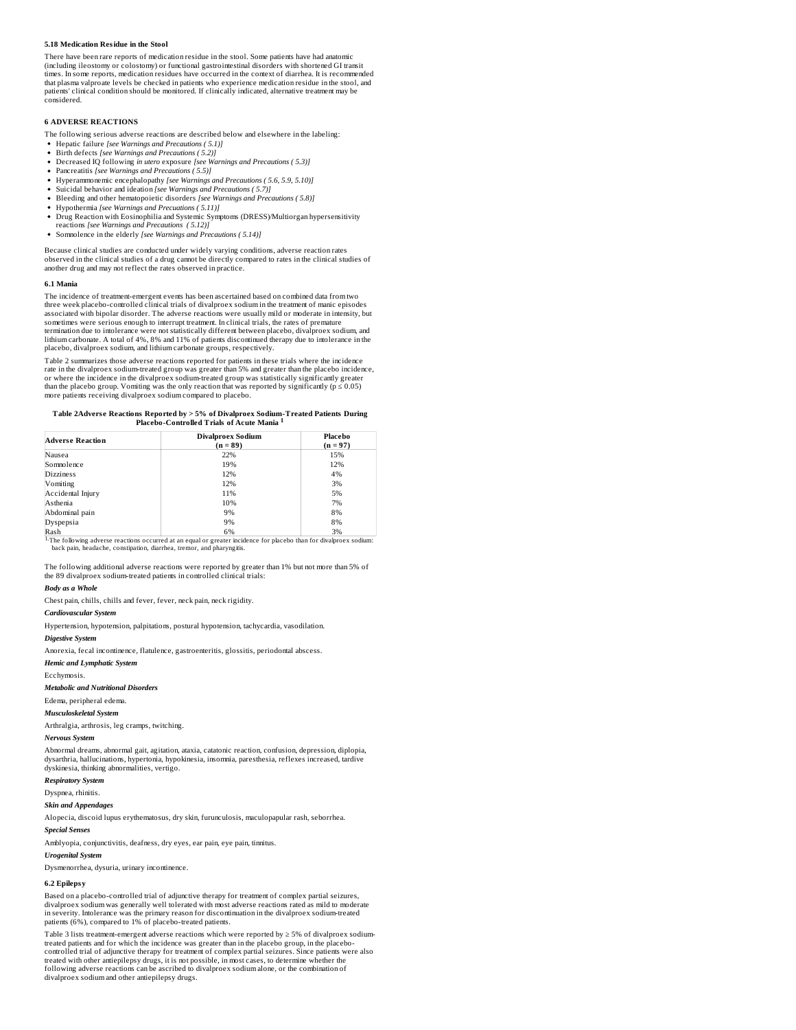### 5.18 Medication Residue in the Stool

There have been rare reports of medication residue in the stool. Some patients have had anatomic (including ileostomy or colostomy) or functional gastrointestinal disorders with shortened GI transit times. In some reports, medication residues have occurred in the context of diarrhea. It is recommended that plasma valproate levels be checked in patients who experience medication residue in the stool, and patients' clinical condition should be monitored. If clinically indicated, alternative treatment may be considered.

## 6 ADVERSE REACTIONS

The following serious adverse reactions are described below and elsewhere in the labeling:

- Hepatic failure *[see Warnings and Precautions ( 5.1)]*
- Birth defects *[see Warnings and Precautions ( 5.2)]*
- Decreased IQ following *in utero* exposure *[see Warnings and Precautions ( 5.3)]*
- Pancreatitis *[see Warnings and Precautions ( 5.5)]*
- Hyperammonemic encephalopathy *[see Warnings and Precautions ( 5.6, 5.9, 5.10)]*
- Suicidal behavior and ideation *[see Warnings and Precautions ( 5.7)]*
- Bleeding and other hematopoietic disorders *[see Warnings and Precautions ( 5.8)]*
- Hypothermia *[see Warnings and Precautions ( 5.11)]*
- Drug Reaction with Eosinophilia and Systemic Symptoms (DRESS)/Multiorgan hypersensitivity reactions *[see Warnings and Precautions ( 5.12)]*
- Somnolence in the elderly *[see Warnings and Precautions ( 5.14)]*

Because clinical studies are conducted under widely varying conditions, adverse reaction rates observed in the clinical studies of a drug cannot be directly compared to rates in the clinical studies of another drug and may not reflect the rates observed in practice.

### 6.1 Mania

The incidence of treatment-emergent events has been ascertained based on combined data from two three week placebo-controlled clinical trials of divalproex sodium in the treatment of manic episodes associated with bipolar disorder. The adverse reactions were usually mild or moderate in intensity, but sometimes were serious enough to interrupt treatment. In clinical trials, the rates of premature termination due to intolerance were not statistically different between placebo, divalproex sodium, and lithium carbonate. A total of 4%, 8% and 11% of patients discontinued therapy due to intolerance in the placebo, divalproex sodium, and lithium carbonate groups, respectively.

Table 2 summarizes those adverse reactions reported for patients in these trials where the incidence rate in the divalproex sodium-treated group was greater than 5% and greater than the placebo incidence, or where the incidence in the divalproex sodium-treated group was statistically significantly greater than the placebo group. Vomiting was the only reaction that was reported by significantly ($p \leq 0.05$) more patients receiving divalproex sodium compared to placebo.

**Table 2Adverse Reactions Reported by > 5% of Divalproex Sodium-Treated Patients During Placebo-Controlled Trials of Acute Mania [1]**

| Adverse Reaction | Divalproex Sodium (n = 89) | Placebo (n = 97) |
|---|---|---|
| Nausea | 22% | 15% |
| Somnolence | 19% | 12% |
| Dizziness | 12% | 4% |
| Vomiting | 12% | 3% |
| Accidental Injury | 11% | 5% |
| Asthenia | 10% | 7% |
| Abdominal pain | 9% | 8% |
| Dyspepsia | 9% | 8% |
| Rash | 6% | 3% |

[1] The following adverse reactions occurred at an equal or greater incidence for placebo than for divalproex sodium: back pain, headache, constipation, diarrhea, tremor, and pharyngitis.

The following additional adverse reactions were reported by greater than 1% but not more than 5% of the 89 divalproex sodium-treated patients in controlled clinical trials:

***Body as a Whole***

Chest pain, chills, chills and fever, fever, neck pain, neck rigidity.

***Cardiovascular System***

Hypertension, hypotension, palpitations, postural hypotension, tachycardia, vasodilation.

***Digestive System***

Anorexia, fecal incontinence, flatulence, gastroenteritis, glossitis, periodontal abscess.

***Hemic and Lymphatic System***

Ecchymosis.

***Metabolic and Nutritional Disorders***

Edema, peripheral edema.

***Musculoskeletal System***

Arthralgia, arthrosis, leg cramps, twitching.

***Nervous System***

Abnormal dreams, abnormal gait, agitation, ataxia, catatonic reaction, confusion, depression, diplopia, dysarthria, hallucinations, hypertonia, hypokinesia, insomnia, paresthesia, reflexes increased, tardive dyskinesia, thinking abnormalities, vertigo.

***Respiratory System***

Dyspnea, rhinitis.

***Skin and Appendages***

Alopecia, discoid lupus erythematosus, dry skin, furunculosis, maculopapular rash, seborrhea.

***Special Senses***

Amblyopia, conjunctivitis, deafness, dry eyes, ear pain, eye pain, tinnitus.

***Urogenital System***

Dysmenorrhea, dysuria, urinary incontinence.

### 6.2 Epilepsy

Based on a placebo-controlled trial of adjunctive therapy for treatment of complex partial seizures, divalproex sodium was generally well tolerated with most adverse reactions rated as mild to moderate in severity. Intolerance was the primary reason for discontinuation in the divalproex sodium-treated patients (6%), compared to 1% of placebo-treated patients.

Table 3 lists treatment-emergent adverse reactions which were reported by ≥ 5% of divalproex sodium-treated patients and for which the incidence was greater than in the placebo group, in the placebo-controlled trial of adjunctive therapy for treatment of complex partial seizures. Since patients were also treated with other antiepilepsy drugs, it is not possible, in most cases, to determine whether the following adverse reactions can be ascribed to divalproex sodium alone, or the combination of divalproex sodium and other antiepilepsy drugs.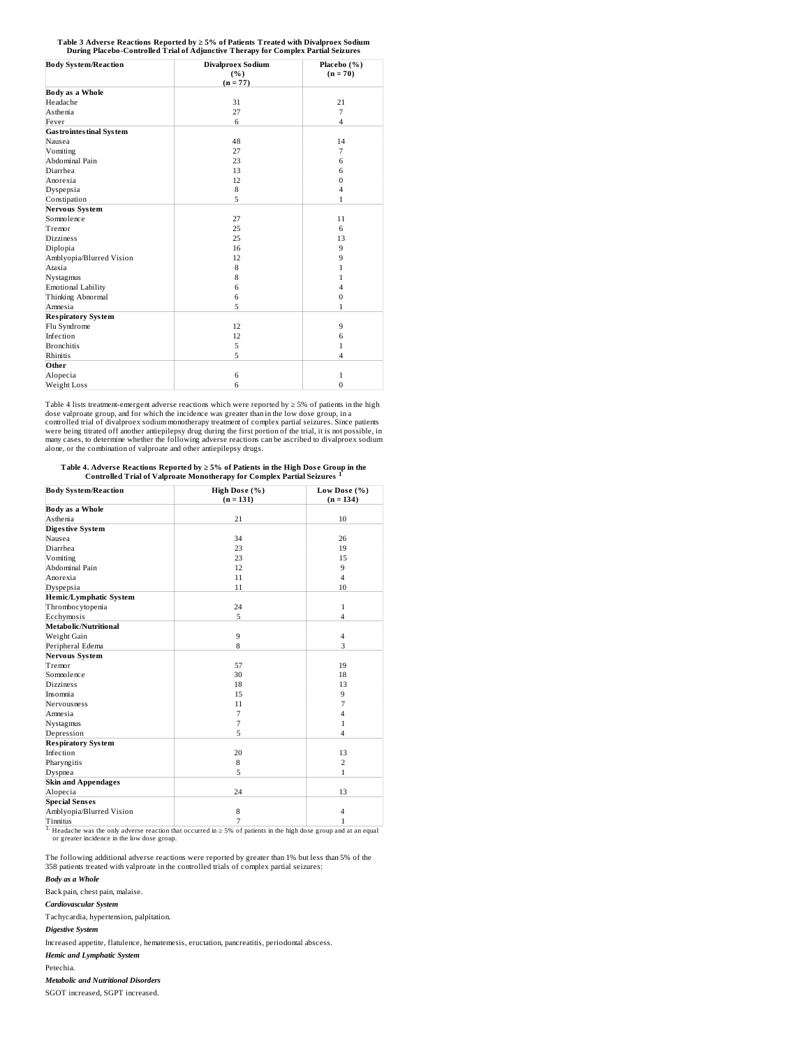**Table 3 Adverse Reactions Reported by ≥ 5% of Patients Treated with Divalproex Sodium During Placebo-Controlled Trial of Adjunctive Therapy for Complex Partial Seizures**

| Body System/Reaction | Divalproex Sodium (%) (n = 77) | Placebo (%) (n = 70) |
|---|---|---|
| **Body as a Whole** | | |
| Headache | 31 | 21 |
| Asthenia | 27 | 7 |
| Fever | 6 | 4 |
| **Gastrointestinal System** | | |
| Nausea | 48 | 14 |
| Vomiting | 27 | 7 |
| Abdominal Pain | 23 | 6 |
| Diarrhea | 13 | 6 |
| Anorexia | 12 | 0 |
| Dyspepsia | 8 | 4 |
| Constipation | 5 | 1 |
| **Nervous System** | | |
| Somnolence | 27 | 11 |
| Tremor | 25 | 6 |
| Dizziness | 25 | 13 |
| Diplopia | 16 | 9 |
| Amblyopia/Blurred Vision | 12 | 9 |
| Ataxia | 8 | 1 |
| Nystagmus | 8 | 1 |
| Emotional Lability | 6 | 4 |
| Thinking Abnormal | 6 | 0 |
| Amnesia | 5 | 1 |
| **Respiratory System** | | |
| Flu Syndrome | 12 | 9 |
| Infection | 12 | 6 |
| Bronchitis | 5 | 1 |
| Rhinitis | 5 | 4 |
| **Other** | | |
| Alopecia | 6 | 1 |
| Weight Loss | 6 | 0 |

Table 4 lists treatment-emergent adverse reactions which were reported by ≥ 5% of patients in the high dose valproate group, and for which the incidence was greater than in the low dose group, in a controlled trial of divalproex sodium monotherapy treatment of complex partial seizures. Since patients were being titrated off another antiepilepsy drug during the first portion of the trial, it is not possible, in many cases, to determine whether the following adverse reactions can be ascribed to divalproex sodium alone, or the combination of valproate and other antiepilepsy drugs.

**Table 4. Adverse Reactions Reported by ≥ 5% of Patients in the High Dose Group in the Controlled Trial of Valproate Monotherapy for Complex Partial Seizures [1]**

| Body System/Reaction | High Dose (%) (n = 131) | Low Dose (%) (n = 134) |
|---|---|---|
| **Body as a Whole** | | |
| Asthenia | 21 | 10 |
| **Digestive System** | | |
| Nausea | 34 | 26 |
| Diarrhea | 23 | 19 |
| Vomiting | 23 | 15 |
| Abdominal Pain | 12 | 9 |
| Anorexia | 11 | 4 |
| Dyspepsia | 11 | 10 |
| **Hemic/Lymphatic System** | | |
| Thrombocytopenia | 24 | 1 |
| Ecchymosis | 5 | 4 |
| **Metabolic/Nutritional** | | |
| Weight Gain | 9 | 4 |
| Peripheral Edema | 8 | 3 |
| **Nervous System** | | |
| Tremor | 57 | 19 |
| Somnolence | 30 | 18 |
| Dizziness | 18 | 13 |
| Insomnia | 15 | 9 |
| Nervousness | 11 | 7 |
| Amnesia | 7 | 4 |
| Nystagmus | 7 | 1 |
| Depression | 5 | 4 |
| **Respiratory System** | | |
| Infection | 20 | 13 |
| Pharyngitis | 8 | 2 |
| Dyspnea | 5 | 1 |
| **Skin and Appendages** | | |
| Alopecia | 24 | 13 |
| **Special Senses** | | |
| Amblyopia/Blurred Vision | 8 | 4 |
| Tinnitus | 7 | 1 |

[1] Headache was the only adverse reaction that occurred in ≥ 5% of patients in the high dose group and at an equal or greater incidence in the low dose group.

The following additional adverse reactions were reported by greater than 1% but less than 5% of the 358 patients treated with valproate in the controlled trials of complex partial seizures:

***Body as a Whole***

Back pain, chest pain, malaise.

***Cardiovascular System***

Tachycardia, hypertension, palpitation.

***Digestive System***

Increased appetite, flatulence, hematemesis, eructation, pancreatitis, periodontal abscess.

***Hemic and Lymphatic System***

Petechia.

***Metabolic and Nutritional Disorders***

SGOT increased, SGPT increased.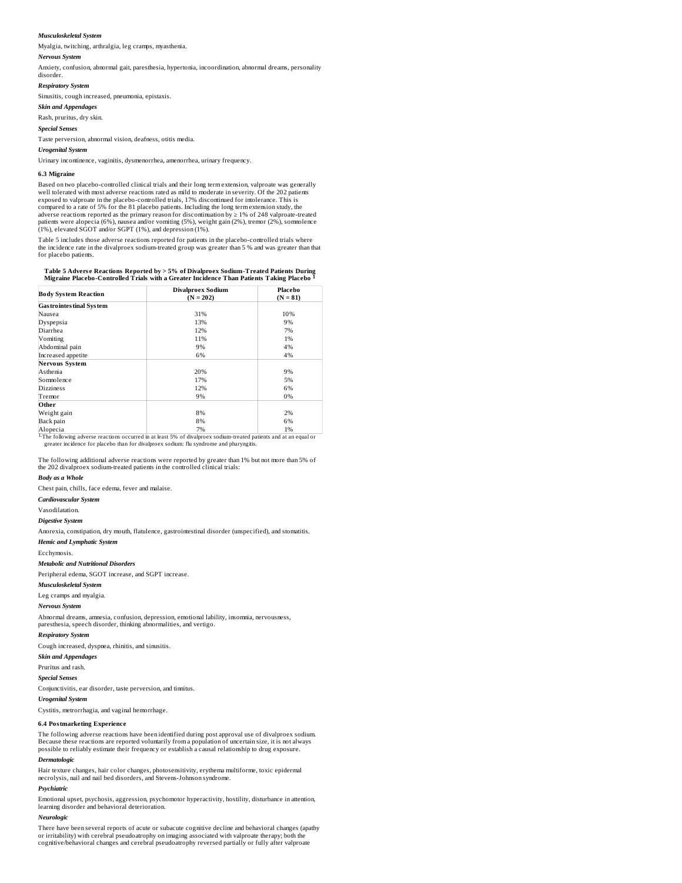***Musculoskeletal System***

Myalgia, twitching, arthralgia, leg cramps, myasthenia.

***Nervous System***

Anxiety, confusion, abnormal gait, paresthesia, hypertonia, incoordination, abnormal dreams, personality disorder.

***Respiratory System***

Sinusitis, cough increased, pneumonia, epistaxis.

***Skin and Appendages***

Rash, pruritus, dry skin.

***Special Senses***

Taste perversion, abnormal vision, deafness, otitis media.

***Urogenital System***

Urinary incontinence, vaginitis, dysmenorrhea, amenorrhea, urinary frequency.

### 6.3 Migraine

Based on two placebo-controlled clinical trials and their long term extension, valproate was generally well tolerated with most adverse reactions rated as mild to moderate in severity. Of the 202 patients exposed to valproate in the placebo-controlled trials, 17% discontinued for intolerance. This is compared to a rate of 5% for the 81 placebo patients. Including the long term extension study, the adverse reactions reported as the primary reason for discontinuation by ≥ 1% of 248 valproate-treated patients were alopecia (6%), nausea and/or vomiting (5%), weight gain (2%), tremor (2%), somnolence (1%), elevated SGOT and/or SGPT (1%), and depression (1%).

Table 5 includes those adverse reactions reported for patients in the placebo-controlled trials where the incidence rate in the divalproex sodium-treated group was greater than 5 % and was greater than that for placebo patients.

**Table 5 Adverse Reactions Reported by > 5% of Divalproex Sodium-Treated Patients During Migraine Placebo-Controlled Trials with a Greater Incidence Than Patients Taking Placebo [1]**

| Body System Reaction | Divalproex Sodium (N = 202) | Placebo (N = 81) |
|---|---|---|
| **Gastrointestinal System** | | |
| Nausea | 31% | 10% |
| Dyspepsia | 13% | 9% |
| Diarrhea | 12% | 7% |
| Vomiting | 11% | 1% |
| Abdominal pain | 9% | 4% |
| Increased appetite | 6% | 4% |
| **Nervous System** | | |
| Asthenia | 20% | 9% |
| Somnolence | 17% | 5% |
| Dizziness | 12% | 6% |
| Tremor | 9% | 0% |
| **Other** | | |
| Weight gain | 8% | 2% |
| Back pain | 8% | 6% |
| Alopecia | 7% | 1% |

[1] The following adverse reactions occurred in at least 5% of divalproex sodium-treated patients and at an equal or greater incidence for placebo than for divalproex sodium: flu syndrome and pharyngitis.

The following additional adverse reactions were reported by greater than 1% but not more than 5% of the 202 divalproex sodium-treated patients in the controlled clinical trials:

***Body as a Whole***

Chest pain, chills, face edema, fever and malaise.

***Cardiovascular System***

Vasodilatation.

***Digestive System***

Anorexia, constipation, dry mouth, flatulence, gastrointestinal disorder (unspecified), and stomatitis.

***Hemic and Lymphatic System***

Ecchymosis.

***Metabolic and Nutritional Disorders***

Peripheral edema, SGOT increase, and SGPT increase.

***Musculoskeletal System***

Leg cramps and myalgia.

***Nervous System***

Abnormal dreams, amnesia, confusion, depression, emotional lability, insomnia, nervousness, paresthesia, speech disorder, thinking abnormalities, and vertigo.

***Respiratory System***

Cough increased, dyspnea, rhinitis, and sinusitis.

***Skin and Appendages***

Pruritus and rash.

***Special Senses***

Conjunctivitis, ear disorder, taste perversion, and tinnitus.

***Urogenital System***

Cystitis, metrorrhagia, and vaginal hemorrhage.

### 6.4 Postmarketing Experience

The following adverse reactions have been identified during post approval use of divalproex sodium. Because these reactions are reported voluntarily from a population of uncertain size, it is not always possible to reliably estimate their frequency or establish a causal relationship to drug exposure.

***Dermatologic***

Hair texture changes, hair color changes, photosensitivity, erythema multiforme, toxic epidermal necrolysis, nail and nail bed disorders, and Stevens-Johnson syndrome.

***Psychiatric***

Emotional upset, psychosis, aggression, psychomotor hyperactivity, hostility, disturbance in attention, learning disorder and behavioral deterioration.

***Neurologic***

There have been several reports of acute or subacute cognitive decline and behavioral changes (apathy or irritability) with cerebral pseudoatrophy on imaging associated with valproate therapy; both the cognitive/behavioral changes and cerebral pseudoatrophy reversed partially or fully after valproate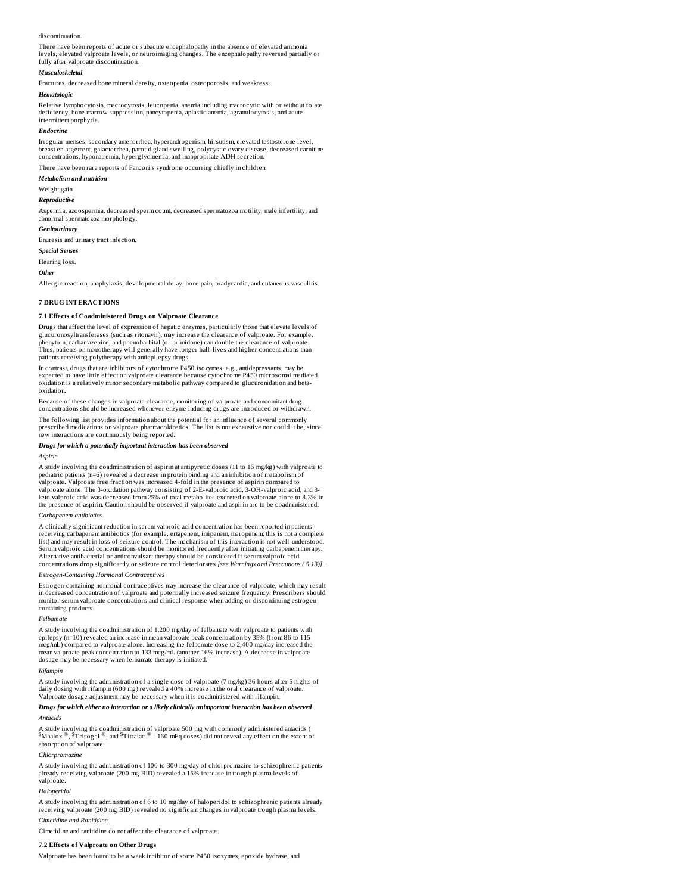discontinuation.

There have been reports of acute or subacute encephalopathy in the absence of elevated ammonia levels, elevated valproate levels, or neuroimaging changes. The encephalopathy reversed partially or fully after valproate discontinuation.

***Musculoskeletal***

Fractures, decreased bone mineral density, osteopenia, osteoporosis, and weakness.

***Hematologic***

Relative lymphocytosis, macrocytosis, leucopenia, anemia including macrocytic with or without folate deficiency, bone marrow suppression, pancytopenia, aplastic anemia, agranulocytosis, and acute intermittent porphyria.

***Endocrine***

Irregular menses, secondary amenorrhea, hyperandrogenism, hirsutism, elevated testosterone level, breast enlargement, galactorrhea, parotid gland swelling, polycystic ovary disease, decreased carnitine concentrations, hyponatremia, hyperglycinemia, and inappropriate ADH secretion.

There have been rare reports of Fanconi's syndrome occurring chiefly in children.

***Metabolism and nutrition***

Weight gain.

***Reproductive***

Aspermia, azoospermia, decreased sperm count, decreased spermatozoa motility, male infertility, and abnormal spermatozoa morphology.

***Genitourinary***

Enuresis and urinary tract infection.

***Special Senses***

Hearing loss.

***Other***

Allergic reaction, anaphylaxis, developmental delay, bone pain, bradycardia, and cutaneous vasculitis.

## 7 DRUG INTERACTIONS

### 7.1 Effects of Coadministered Drugs on Valproate Clearance

Drugs that affect the level of expression of hepatic enzymes, particularly those that elevate levels of glucuronosyltransferases (such as ritonavir), may increase the clearance of valproate. For example, phenytoin, carbamazepine, and phenobarbital (or primidone) can double the clearance of valproate. Thus, patients on monotherapy will generally have longer half-lives and higher concentrations than patients receiving polytherapy with antiepilepsy drugs.

In contrast, drugs that are inhibitors of cytochrome P450 isozymes, e.g., antidepressants, may be expected to have little effect on valproate clearance because cytochrome P450 microsomal mediated oxidation is a relatively minor secondary metabolic pathway compared to glucuronidation and beta-oxidation.

Because of these changes in valproate clearance, monitoring of valproate and concomitant drug concentrations should be increased whenever enzyme inducing drugs are introduced or withdrawn.

The following list provides information about the potential for an influence of several commonly prescribed medications on valproate pharmacokinetics. The list is not exhaustive nor could it be, since new interactions are continuously being reported.

***Drugs for which a potentially important interaction has been observed***

*Aspirin*

A study involving the coadministration of aspirin at antipyretic doses (11 to 16 mg/kg) with valproate to pediatric patients (n=6) revealed a decrease in protein binding and an inhibition of metabolism of valproate. Valproate free fraction was increased 4-fold in the presence of aspirin compared to valproate alone. The β-oxidation pathway consisting of 2-E-valproic acid, 3-OH-valproic acid, and 3-keto valproic acid was decreased from 25% of total metabolites excreted on valproate alone to 8.3% in the presence of aspirin. Caution should be observed if valproate and aspirin are to be coadministered.

*Carbapenem antibiotics*

A clinically significant reduction in serum valproic acid concentration has been reported in patients receiving carbapenem antibiotics (for example, ertapenem, imipenem, meropenem; this is not a complete list) and may result in loss of seizure control. The mechanism of this interaction is not well-understood. Serum valproic acid concentrations should be monitored frequently after initiating carbapenem therapy. Alternative antibacterial or anticonvulsant therapy should be considered if serum valproic acid concentrations drop significantly or seizure control deteriorates *[see Warnings and Precautions (5.13)]* .

*Estrogen-Containing Hormonal Contraceptives*

Estrogen-containing hormonal contraceptives may increase the clearance of valproate, which may result in decreased concentration of valproate and potentially increased seizure frequency. Prescribers should monitor serum valproate concentrations and clinical response when adding or discontinuing estrogen containing products.

*Felbamate*

A study involving the coadministration of 1,200 mg/day of felbamate with valproate to patients with epilepsy (n=10) revealed an increase in mean valproate peak concentration by 35% (from 86 to 115 mcg/mL) compared to valproate alone. Increasing the felbamate dose to 2,400 mg/day increased the mean valproate peak concentration to 133 mcg/mL (another 16% increase). A decrease in valproate dosage may be necessary when felbamate therapy is initiated.

*Rifampin*

A study involving the administration of a single dose of valproate (7 mg/kg) 36 hours after 5 nights of daily dosing with rifampin (600 mg) revealed a 40% increase in the oral clearance of valproate. Valproate dosage adjustment may be necessary when it is coadministered with rifampin.

***Drugs for which either no interaction or a likely clinically unimportant interaction has been observed***

*Antacids*

A study involving the coadministration of valproate 500 mg with commonly administered antacids ( $Maalox ®, $Trisogel ®, and $Titralac ® - 160 mEq doses) did not reveal any effect on the extent of absorption of valproate.

*Chlorpromazine*

A study involving the administration of 100 to 300 mg/day of chlorpromazine to schizophrenic patients already receiving valproate (200 mg BID) revealed a 15% increase in trough plasma levels of valproate.

*Haloperidol*

A study involving the administration of 6 to 10 mg/day of haloperidol to schizophrenic patients already receiving valproate (200 mg BID) revealed no significant changes in valproate trough plasma levels.

*Cimetidine and Ranitidine*

Cimetidine and ranitidine do not affect the clearance of valproate.

### 7.2 Effects of Valproate on Other Drugs

Valproate has been found to be a weak inhibitor of some P450 isozymes, epoxide hydrase, and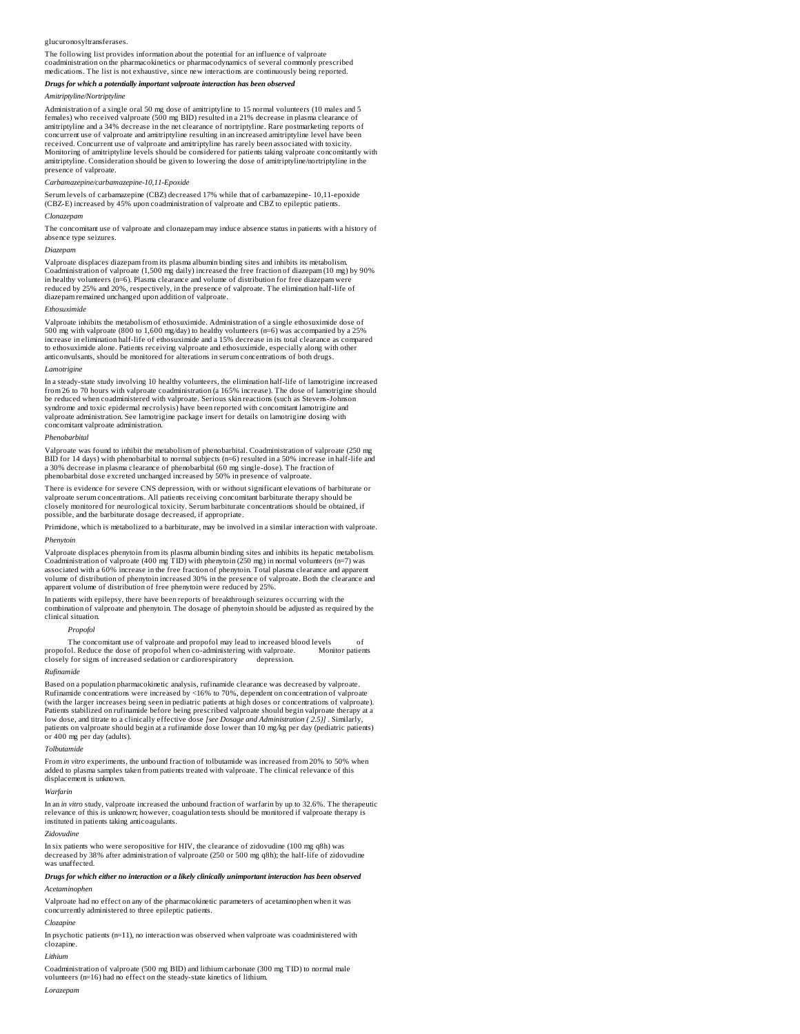glucuronosyltransferases.

The following list provides information about the potential for an influence of valproate coadministration on the pharmacokinetics or pharmacodynamics of several commonly prescribed medications. The list is not exhaustive, since new interactions are continuously being reported.

***Drugs for which a potentially important valproate interaction has been observed***

*Amitriptyline/Nortriptyline*

Administration of a single oral 50 mg dose of amitriptyline to 15 normal volunteers (10 males and 5 females) who received valproate (500 mg BID) resulted in a 21% decrease in plasma clearance of amitriptyline and a 34% decrease in the net clearance of nortriptyline. Rare postmarketing reports of concurrent use of valproate and amitriptyline resulting in an increased amitriptyline level have been received. Concurrent use of valproate and amitriptyline has rarely been associated with toxicity. Monitoring of amitriptyline levels should be considered for patients taking valproate concomitantly with amitriptyline. Consideration should be given to lowering the dose of amitriptyline/nortriptyline in the presence of valproate.

*Carbamazepine/carbamazepine-10,11-Epoxide*

Serum levels of carbamazepine (CBZ) decreased 17% while that of carbamazepine- 10,11-epoxide (CBZ-E) increased by 45% upon coadministration of valproate and CBZ to epileptic patients.

*Clonazepam*

The concomitant use of valproate and clonazepam may induce absence status in patients with a history of absence type seizures.

*Diazepam*

Valproate displaces diazepam from its plasma albumin binding sites and inhibits its metabolism. Coadministration of valproate (1,500 mg daily) increased the free fraction of diazepam (10 mg) by 90% in healthy volunteers (n=6). Plasma clearance and volume of distribution for free diazepam were reduced by 25% and 20%, respectively, in the presence of valproate. The elimination half-life of diazepam remained unchanged upon addition of valproate.

*Ethosuximide*

Valproate inhibits the metabolism of ethosuximide. Administration of a single ethosuximide dose of 500 mg with valproate (800 to 1,600 mg/day) to healthy volunteers (n=6) was accompanied by a 25% increase in elimination half-life of ethosuximide and a 15% decrease in its total clearance as compared to ethosuximide alone. Patients receiving valproate and ethosuximide, especially along with other anticonvulsants, should be monitored for alterations in serum concentrations of both drugs.

*Lamotrigine*

In a steady-state study involving 10 healthy volunteers, the elimination half-life of lamotrigine increased from 26 to 70 hours with valproate coadministration (a 165% increase). The dose of lamotrigine should be reduced when coadministered with valproate. Serious skin reactions (such as Stevens-Johnson syndrome and toxic epidermal necrolysis) have been reported with concomitant lamotrigine and valproate administration. See lamotrigine package insert for details on lamotrigine dosing with concomitant valproate administration.

*Phenobarbital*

Valproate was found to inhibit the metabolism of phenobarbital. Coadministration of valproate (250 mg BID for 14 days) with phenobarbital to normal subjects (n=6) resulted in a 50% increase in half-life and a 30% decrease in plasma clearance of phenobarbital (60 mg single-dose). The fraction of phenobarbital dose excreted unchanged increased by 50% in presence of valproate.

There is evidence for severe CNS depression, with or without significant elevations of barbiturate or valproate serum concentrations. All patients receiving concomitant barbiturate therapy should be closely monitored for neurological toxicity. Serum barbiturate concentrations should be obtained, if possible, and the barbiturate dosage decreased, if appropriate.

Primidone, which is metabolized to a barbiturate, may be involved in a similar interaction with valproate.

*Phenytoin*

Valproate displaces phenytoin from its plasma albumin binding sites and inhibits its hepatic metabolism. Coadministration of valproate (400 mg TID) with phenytoin (250 mg) in normal volunteers (n=7) was associated with a 60% increase in the free fraction of phenytoin. Total plasma clearance and apparent volume of distribution of phenytoin increased 30% in the presence of valproate. Both the clearance and apparent volume of distribution of free phenytoin were reduced by 25%.

In patients with epilepsy, there have been reports of breakthrough seizures occurring with the combination of valproate and phenytoin. The dosage of phenytoin should be adjusted as required by the clinical situation.

*Propofol*

The concomitant use of valproate and propofol may lead to increased blood levels of propofol. Reduce the dose of propofol when co-administering with valproate. Monitor patients closely for signs of increased sedation or cardiorespiratory depression.

*Rufinamide*

Based on a population pharmacokinetic analysis, rufinamide clearance was decreased by valproate. Rufinamide concentrations were increased by <16% to 70%, dependent on concentration of valproate (with the larger increases being seen in pediatric patients at high doses or concentrations of valproate). Patients stabilized on rufinamide before being prescribed valproate should begin valproate therapy at a low dose, and titrate to a clinically effective dose *[see Dosage and Administration ( 2.5)]* . Similarly, patients on valproate should begin at a rufinamide dose lower than 10 mg/kg per day (pediatric patients) or 400 mg per day (adults).

*Tolbutamide*

From *in vitro* experiments, the unbound fraction of tolbutamide was increased from 20% to 50% when added to plasma samples taken from patients treated with valproate. The clinical relevance of this displacement is unknown.

*Warfarin*

In an *in vitro* study, valproate increased the unbound fraction of warfarin by up to 32.6%. The therapeutic relevance of this is unknown; however, coagulation tests should be monitored if valproate therapy is instituted in patients taking anticoagulants.

*Zidovudine*

In six patients who were seropositive for HIV, the clearance of zidovudine (100 mg q8h) was decreased by 38% after administration of valproate (250 or 500 mg q8h); the half-life of zidovudine was unaffected.

***Drugs for which either no interaction or a likely clinically unimportant interaction has been observed***

*Acetaminophen*

Valproate had no effect on any of the pharmacokinetic parameters of acetaminophen when it was concurrently administered to three epileptic patients.

*Clozapine*

In psychotic patients (n=11), no interaction was observed when valproate was coadministered with clozapine.

*Lithium*

Coadministration of valproate (500 mg BID) and lithium carbonate (300 mg TID) to normal male volunteers (n=16) had no effect on the steady-state kinetics of lithium.

*Lorazepam*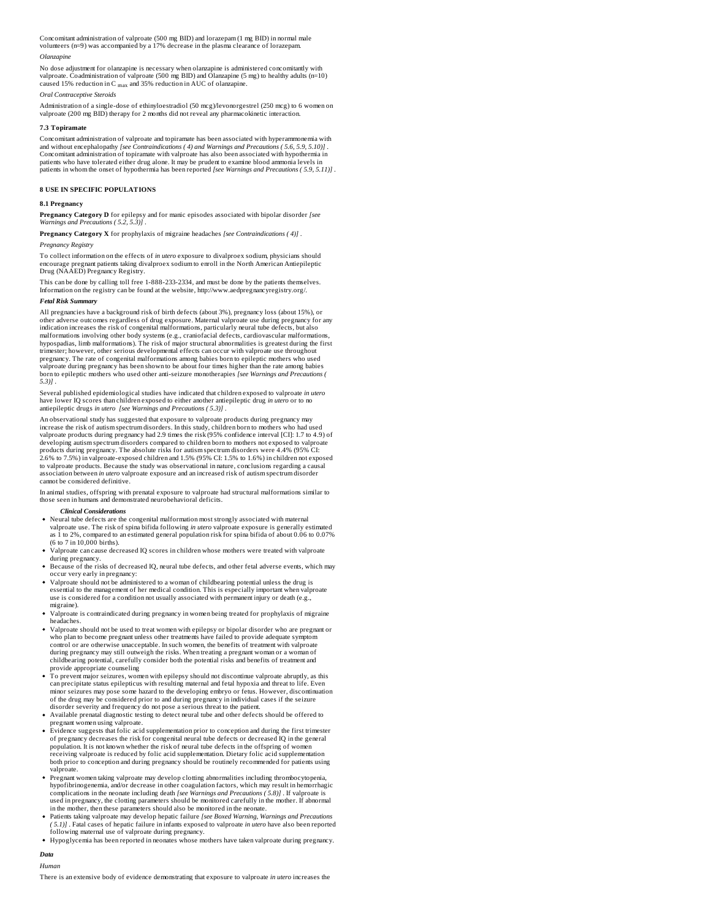Concomitant administration of valproate (500 mg BID) and lorazepam (1 mg BID) in normal male volunteers (n=9) was accompanied by a 17% decrease in the plasma clearance of lorazepam.

*Olanzapine*

No dose adjustment for olanzapine is necessary when olanzapine is administered concomitantly with valproate. Coadministration of valproate (500 mg BID) and Olanzapine (5 mg) to healthy adults (n=10) caused 15% reduction in $C_{max}$ and 35% reduction in AUC of olanzapine.

*Oral Contraceptive Steroids*

Administration of a single-dose of ethinyloestradiol (50 mcg)/levonorgestrel (250 mcg) to 6 women on valproate (200 mg BID) therapy for 2 months did not reveal any pharmacokinetic interaction.

### 7.3 Topiramate

Concomitant administration of valproate and topiramate has been associated with hyperammonemia with and without encephalopathy *[see Contraindications ( 4) and Warnings and Precautions ( 5.6, 5.9, 5.10)]* . Concomitant administration of topiramate with valproate has also been associated with hypothermia in patients who have tolerated either drug alone. It may be prudent to examine blood ammonia levels in patients in whom the onset of hypothermia has been reported *[see Warnings and Precautions ( 5.9, 5.11)]* .

## 8 USE IN SPECIFIC POPULATIONS

### 8.1 Pregnancy

**Pregnancy Category D** for epilepsy and for manic episodes associated with bipolar disorder *[see Warnings and Precautions ( 5.2, 5.3)]* .

**Pregnancy Category X** for prophylaxis of migraine headaches *[see Contraindications ( 4)]* .

*Pregnancy Registry*

To collect information on the effects of *in utero* exposure to divalproex sodium, physicians should encourage pregnant patients taking divalproex sodium to enroll in the North American Antiepileptic Drug (NAAED) Pregnancy Registry.

This can be done by calling toll free 1-888-233-2334, and must be done by the patients themselves. Information on the registry can be found at the website, http://www.aedpregnancyregistry.org/.

***Fetal Risk Summary***

All pregnancies have a background risk of birth defects (about 3%), pregnancy loss (about 15%), or other adverse outcomes regardless of drug exposure. Maternal valproate use during pregnancy for any indication increases the risk of congenital malformations, particularly neural tube defects, but also malformations involving other body systems (e.g., craniofacial defects, cardiovascular malformations, hypospadias, limb malformations). The risk of major structural abnormalities is greatest during the first trimester; however, other serious developmental effects can occur with valproate use throughout pregnancy. The rate of congenital malformations among babies born to epileptic mothers who used valproate during pregnancy has been shown to be about four times higher than the rate among babies born to epileptic mothers who used other anti-seizure monotherapies *[see Warnings and Precautions ( 5.3)]* .

Several published epidemiological studies have indicated that children exposed to valproate *in utero* have lower IQ scores than children exposed to either another antiepileptic drug *in utero* or to no antiepileptic drugs *in utero* *[see Warnings and Precautions ( 5.3)]* .

An observational study has suggested that exposure to valproate products during pregnancy may increase the risk of autism spectrum disorders. In this study, children born to mothers who had used valproate products during pregnancy had 2.9 times the risk (95% confidence interval [CI]: 1.7 to 4.9) of developing autism spectrum disorders compared to children born to mothers not exposed to valproate products during pregnancy. The absolute risks for autism spectrum disorders were 4.4% (95% CI: 2.6% to 7.5%) in valproate-exposed children and 1.5% (95% CI: 1.5% to 1.6%) in children not exposed to valproate products. Because the study was observational in nature, conclusions regarding a causal association between *in utero* valproate exposure and an increased risk of autism spectrum disorder cannot be considered definitive.

In animal studies, offspring with prenatal exposure to valproate had structural malformations similar to those seen in humans and demonstrated neurobehavioral deficits.

***Clinical Considerations***

- Neural tube defects are the congenital malformation most strongly associated with maternal valproate use. The risk of spina bifida following *in utero* valproate exposure is generally estimated as 1 to 2%, compared to an estimated general population risk for spina bifida of about 0.06 to 0.07% (6 to 7 in 10,000 births).
- Valproate can cause decreased IQ scores in children whose mothers were treated with valproate during pregnancy.
- Because of the risks of decreased IQ, neural tube defects, and other fetal adverse events, which may occur very early in pregnancy:
- Valproate should not be administered to a woman of childbearing potential unless the drug is essential to the management of her medical condition. This is especially important when valproate use is considered for a condition not usually associated with permanent injury or death (e.g., migraine).
- Valproate is contraindicated during pregnancy in women being treated for prophylaxis of migraine headaches.
- Valproate should not be used to treat women with epilepsy or bipolar disorder who are pregnant or who plan to become pregnant unless other treatments have failed to provide adequate symptom control or are otherwise unacceptable. In such women, the benefits of treatment with valproate during pregnancy may still outweigh the risks. When treating a pregnant woman or a woman of childbearing potential, carefully consider both the potential risks and benefits of treatment and provide appropriate counseling
- To prevent major seizures, women with epilepsy should not discontinue valproate abruptly, as this can precipitate status epilepticus with resulting maternal and fetal hypoxia and threat to life. Even minor seizures may pose some hazard to the developing embryo or fetus. However, discontinuation of the drug may be considered prior to and during pregnancy in individual cases if the seizure disorder severity and frequency do not pose a serious threat to the patient.
- Available prenatal diagnostic testing to detect neural tube and other defects should be offered to pregnant women using valproate.
- Evidence suggests that folic acid supplementation prior to conception and during the first trimester of pregnancy decreases the risk for congenital neural tube defects or decreased IQ in the general population. It is not known whether the risk of neural tube defects in the offspring of women receiving valproate is reduced by folic acid supplementation. Dietary folic acid supplementation both prior to conception and during pregnancy should be routinely recommended for patients using valproate.
- Pregnant women taking valproate may develop clotting abnormalities including thrombocytopenia, hypofibrinogenemia, and/or decrease in other coagulation factors, which may result in hemorrhagic complications in the neonate including death *[see Warnings and Precautions ( 5.8)]* . If valproate is used in pregnancy, the clotting parameters should be monitored carefully in the mother. If abnormal in the mother, then these parameters should also be monitored in the neonate.
- Patients taking valproate may develop hepatic failure *[see Boxed Warning, Warnings and Precautions ( 5.1)]* . Fatal cases of hepatic failure in infants exposed to valproate *in utero* have also been reported following maternal use of valproate during pregnancy.
- Hypoglycemia has been reported in neonates whose mothers have taken valproate during pregnancy.

***Data***

*Human*

There is an extensive body of evidence demonstrating that exposure to valproate *in utero* increases the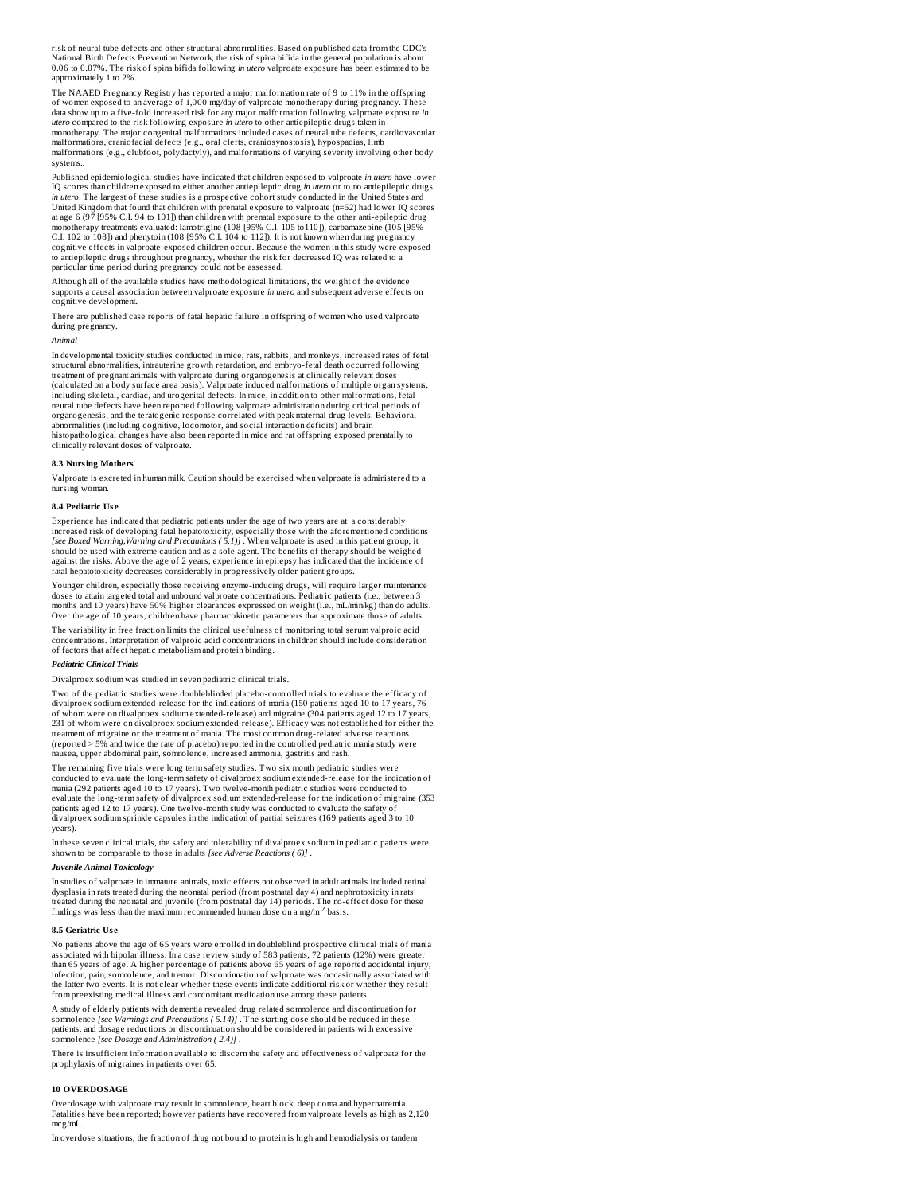risk of neural tube defects and other structural abnormalities. Based on published data from the CDC's National Birth Defects Prevention Network, the risk of spina bifida in the general population is about 0.06 to 0.07%. The risk of spina bifida following *in utero* valproate exposure has been estimated to be approximately 1 to 2%.

The NAAED Pregnancy Registry has reported a major malformation rate of 9 to 11% in the offspring of women exposed to an average of 1,000 mg/day of valproate monotherapy during pregnancy. These data show up to a five-fold increased risk for any major malformation following valproate exposure *in utero* compared to the risk following exposure *in utero* to other antiepileptic drugs taken in monotherapy. The major congenital malformations included cases of neural tube defects, cardiovascular malformations, craniofacial defects (e.g., oral clefts, craniosynostosis), hypospadias, limb malformations (e.g., clubfoot, polydactyly), and malformations of varying severity involving other body systems..

Published epidemiological studies have indicated that children exposed to valproate *in utero* have lower IQ scores than children exposed to either another antiepileptic drug *in utero* or to no antiepileptic drugs *in utero*. The largest of these studies is a prospective cohort study conducted in the United States and United Kingdom that found that children with prenatal exposure to valproate (n=62) had lower IQ scores at age 6 (97 [95% C.I. 94 to 101]) than children with prenatal exposure to the other anti-epileptic drug monotherapy treatments evaluated: lamotrigine (108 [95% C.I. 105 to110]), carbamazepine (105 [95% C.I. 102 to 108]) and phenytoin (108 [95% C.I. 104 to 112]). It is not known when during pregnancy cognitive effects in valproate-exposed children occur. Because the women in this study were exposed to antiepileptic drugs throughout pregnancy, whether the risk for decreased IQ was related to a particular time period during pregnancy could not be assessed.

Although all of the available studies have methodological limitations, the weight of the evidence supports a causal association between valproate exposure *in utero* and subsequent adverse effects on cognitive development.

There are published case reports of fatal hepatic failure in offspring of women who used valproate during pregnancy.

*Animal*

In developmental toxicity studies conducted in mice, rats, rabbits, and monkeys, increased rates of fetal structural abnormalities, intrauterine growth retardation, and embryo-fetal death occurred following treatment of pregnant animals with valproate during organogenesis at clinically relevant doses (calculated on a body surface area basis). Valproate induced malformations of multiple organ systems, including skeletal, cardiac, and urogenital defects. In mice, in addition to other malformations, fetal neural tube defects have been reported following valproate administration during critical periods of organogenesis, and the teratogenic response correlated with peak maternal drug levels. Behavioral abnormalities (including cognitive, locomotor, and social interaction deficits) and brain histopathological changes have also been reported in mice and rat offspring exposed prenatally to clinically relevant doses of valproate.

### 8.3 Nursing Mothers

Valproate is excreted in human milk. Caution should be exercised when valproate is administered to a nursing woman.

### 8.4 Pediatric Use

Experience has indicated that pediatric patients under the age of two years are at a considerably increased risk of developing fatal hepatotoxicity, especially those with the aforementioned conditions *[see Boxed Warning,Warning and Precautions ( 5.1)]* . When valproate is used in this patient group, it should be used with extreme caution and as a sole agent. The benefits of therapy should be weighed against the risks. Above the age of 2 years, experience in epilepsy has indicated that the incidence of fatal hepatotoxicity decreases considerably in progressively older patient groups.

Younger children, especially those receiving enzyme-inducing drugs, will require larger maintenance doses to attain targeted total and unbound valproate concentrations. Pediatric patients (i.e., between 3 months and 10 years) have 50% higher clearances expressed on weight (i.e., mL/min/kg) than do adults. Over the age of 10 years, children have pharmacokinetic parameters that approximate those of adults.

The variability in free fraction limits the clinical usefulness of monitoring total serum valproic acid concentrations. Interpretation of valproic acid concentrations in children should include consideration of factors that affect hepatic metabolism and protein binding.

***Pediatric Clinical Trials***

Divalproex sodium was studied in seven pediatric clinical trials.

Two of the pediatric studies were doubleblinded placebo-controlled trials to evaluate the efficacy of divalproex sodium extended-release for the indications of mania (150 patients aged 10 to 17 years, 76 of whom were on divalproex sodium extended-release) and migraine (304 patients aged 12 to 17 years, 231 of whom were on divalproex sodium extended-release). Efficacy was not established for either the treatment of migraine or the treatment of mania. The most common drug-related adverse reactions (reported > 5% and twice the rate of placebo) reported in the controlled pediatric mania study were nausea, upper abdominal pain, somnolence, increased ammonia, gastritis and rash.

The remaining five trials were long term safety studies. Two six month pediatric studies were conducted to evaluate the long-term safety of divalproex sodium extended-release for the indication of mania (292 patients aged 10 to 17 years). Two twelve-month pediatric studies were conducted to evaluate the long-term safety of divalproex sodium extended-release for the indication of migraine (353 patients aged 12 to 17 years). One twelve-month study was conducted to evaluate the safety of divalproex sodium sprinkle capsules in the indication of partial seizures (169 patients aged 3 to 10 years).

In these seven clinical trials, the safety and tolerability of divalproex sodium in pediatric patients were shown to be comparable to those in adults *[see Adverse Reactions ( 6)]* .

***Juvenile Animal Toxicology***

In studies of valproate in immature animals, toxic effects not observed in adult animals included retinal dysplasia in rats treated during the neonatal period (from postnatal day 4) and nephrotoxicity in rats treated during the neonatal and juvenile (from postnatal day 14) periods. The no-effect dose for these findings was less than the maximum recommended human dose on a mg/m$^2$ basis.

### 8.5 Geriatric Use

No patients above the age of 65 years were enrolled in doubleblind prospective clinical trials of mania associated with bipolar illness. In a case review study of 583 patients, 72 patients (12%) were greater than 65 years of age. A higher percentage of patients above 65 years of age reported accidental injury, infection, pain, somnolence, and tremor. Discontinuation of valproate was occasionally associated with the latter two events. It is not clear whether these events indicate additional risk or whether they result from preexisting medical illness and concomitant medication use among these patients.

A study of elderly patients with dementia revealed drug related somnolence and discontinuation for somnolence *[see Warnings and Precautions ( 5.14)]* . The starting dose should be reduced in these patients, and dosage reductions or discontinuation should be considered in patients with excessive somnolence *[see Dosage and Administration ( 2.4)]* .

There is insufficient information available to discern the safety and effectiveness of valproate for the prophylaxis of migraines in patients over 65.

## 10 OVERDOSAGE

Overdosage with valproate may result in somnolence, heart block, deep coma and hypernatremia. Fatalities have been reported; however patients have recovered from valproate levels as high as 2,120 mcg/mL.

In overdose situations, the fraction of drug not bound to protein is high and hemodialysis or tandem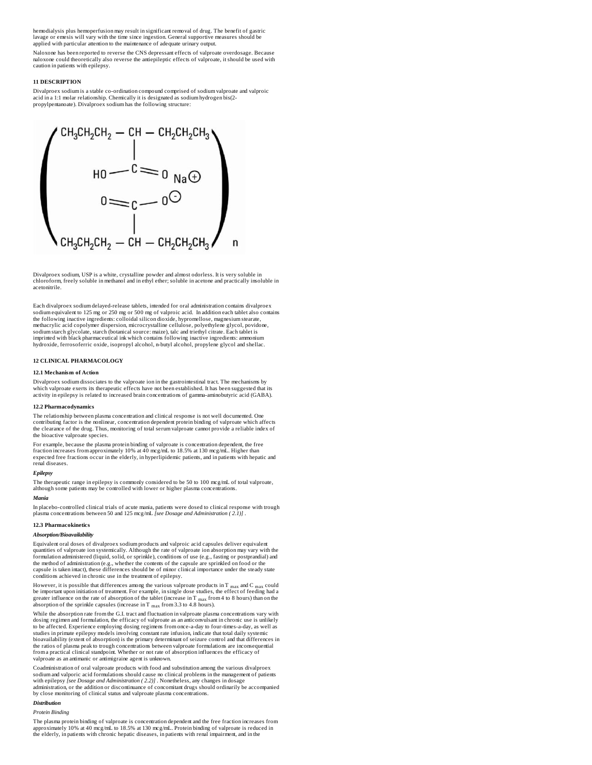hemodialysis plus hemoperfusion may result in significant removal of drug. The benefit of gastric lavage or emesis will vary with the time since ingestion. General supportive measures should be applied with particular attention to the maintenance of adequate urinary output.

Naloxone has been reported to reverse the CNS depressant effects of valproate overdosage. Because naloxone could theoretically also reverse the antiepileptic effects of valproate, it should be used with caution in patients with epilepsy.

## 11 DESCRIPTION

Divalproex sodium is a stable co-ordination compound comprised of sodium valproate and valproic acid in a 1:1 molar relationship. Chemically it is designated as sodium hydrogen bis(2-propylpentanoate). Divalproex sodium has the following structure:

$$\left( \begin{array}{c} CH_3CH_2CH_2 - CH - CH_2CH_2CH_3 \\ | \\ HO - C = O \quad Na^{\oplus} \\ O = C - O^{\ominus} \\ | \\ CH_3CH_2CH_2 - CH - CH_2CH_2CH_3 \end{array} \right)_n$$

Divalproex sodium, USP is a white, crystalline powder and almost odorless. It is very soluble in chloroform, freely soluble in methanol and in ethyl ether; soluble in acetone and practically insoluble in acetonitrile.

Each divalproex sodium delayed-release tablets, intended for oral administration contains divalproex sodium equivalent to 125 mg or 250 mg or 500 mg of valproic acid. In addition each tablet also contains the following inactive ingredients: colloidal silicon dioxide, hypromellose, magnesium stearate, methacrylic acid copolymer dispersion, microcrystalline cellulose, polyethylene glycol, povidone, sodium starch glycolate, starch (botanical source: maize), talc and triethyl citrate. Each tablet is imprinted with black pharmaceutical ink which contains following inactive ingredients: ammonium hydroxide, ferrosoferric oxide, isopropyl alcohol, n-butyl alcohol, propylene glycol and shellac.

## 12 CLINICAL PHARMACOLOGY

### 12.1 Mechanism of Action

Divalproex sodium dissociates to the valproate ion in the gastrointestinal tract. The mechanisms by which valproate exerts its therapeutic effects have not been established. It has been suggested that its activity in epilepsy is related to increased brain concentrations of gamma-aminobutyric acid (GABA).

### 12.2 Pharmacodynamics

The relationship between plasma concentration and clinical response is not well documented. One contributing factor is the nonlinear, concentration dependent protein binding of valproate which affects the clearance of the drug. Thus, monitoring of total serum valproate cannot provide a reliable index of the bioactive valproate species.

For example, because the plasma protein binding of valproate is concentration dependent, the free fraction increases from approximately 10% at 40 mcg/mL to 18.5% at 130 mcg/mL. Higher than expected free fractions occur in the elderly, in hyperlipidemic patients, and in patients with hepatic and renal diseases.

***Epilepsy***

The therapeutic range in epilepsy is commonly considered to be 50 to 100 mcg/mL of total valproate, although some patients may be controlled with lower or higher plasma concentrations.

***Mania***

In placebo-controlled clinical trials of acute mania, patients were dosed to clinical response with trough plasma concentrations between 50 and 125 mcg/mL *[see Dosage and Administration ( 2.1)]* .

### 12.3 Pharmacokinetics

***Absorption/Bioavailability***

Equivalent oral doses of divalproex sodium products and valproic acid capsules deliver equivalent quantities of valproate ion systemically. Although the rate of valproate ion absorption may vary with the formulation administered (liquid, solid, or sprinkle), conditions of use (e.g., fasting or postprandial) and the method of administration (e.g., whether the contents of the capsule are sprinkled on food or the capsule is taken intact), these differences should be of minor clinical importance under the steady state conditions achieved in chronic use in the treatment of epilepsy.

However, it is possible that differences among the various valproate products in $T_{max}$ and $C_{max}$ could be important upon initiation of treatment. For example, in single dose studies, the effect of feeding had a greater influence on the rate of absorption of the tablet (increase in $T_{max}$ from 4 to 8 hours) than on the absorption of the sprinkle capsules (increase in $T_{max}$ from 3.3 to 4.8 hours).

While the absorption rate from the G.I. tract and fluctuation in valproate plasma concentrations vary with dosing regimen and formulation, the efficacy of valproate as an anticonvulsant in chronic use is unlikely to be affected. Experience employing dosing regimens from once-a-day to four-times-a-day, as well as studies in primate epilepsy models involving constant rate infusion, indicate that total daily systemic bioavailability (extent of absorption) is the primary determinant of seizure control and that differences in the ratios of plasma peak to trough concentrations between valproate formulations are inconsequential from a practical clinical standpoint. Whether or not rate of absorption influences the efficacy of valproate as an antimanic or antimigraine agent is unknown.

Coadministration of oral valproate products with food and substitution among the various divalproex sodium and valporic acid formulations should cause no clinical problems in the management of patients with epilepsy *[see Dosage and Administration ( 2.2)]* . Nonetheless, any changes in dosage administration, or the addition or discontinuance of concomitant drugs should ordinarily be accompanied by close monitoring of clinical status and valproate plasma concentrations.

***Distribution***

*Protein Binding*

The plasma protein binding of valproate is concentration dependent and the free fraction increases from approximately 10% at 40 mcg/mL to 18.5% at 130 mcg/mL. Protein binding of valproate is reduced in the elderly, in patients with chronic hepatic diseases, in patients with renal impairment, and in the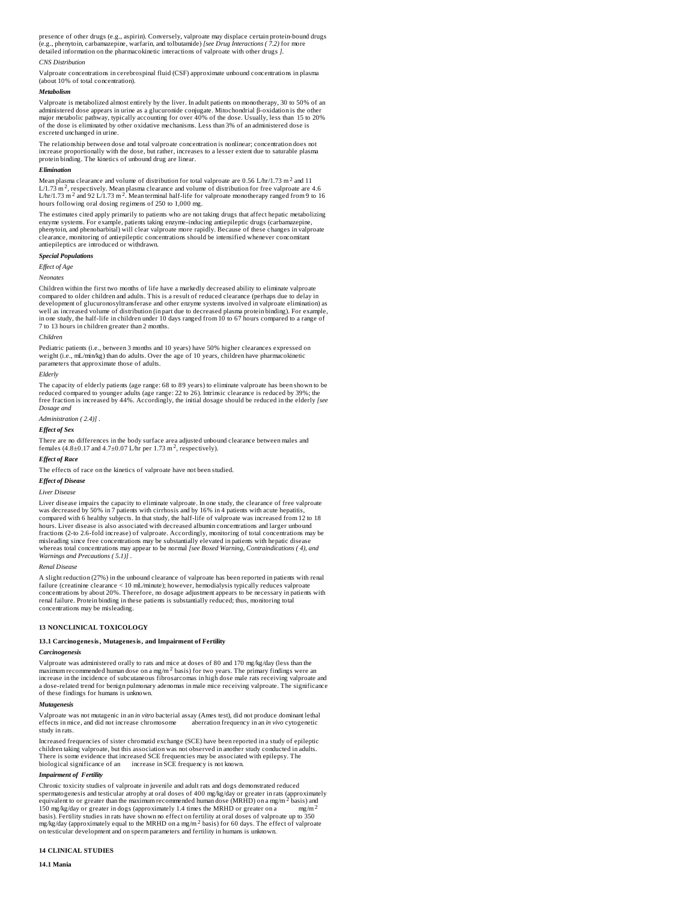presence of other drugs (e.g., aspirin). Conversely, valproate may displace certain protein-bound drugs (e.g., phenytoin, carbamazepine, warfarin, and tolbutamide) *[see Drug Interactions ( 7.2)* for more detailed information on the pharmacokinetic interactions of valproate with other drugs *]*.

*CNS Distribution*

Valproate concentrations in cerebrospinal fluid (CSF) approximate unbound concentrations in plasma (about 10% of total concentration).

***Metabolism***

Valproate is metabolized almost entirely by the liver. In adult patients on monotherapy, 30 to 50% of an administered dose appears in urine as a glucuronide conjugate. Mitochondrial β-oxidation is the other major metabolic pathway, typically accounting for over 40% of the dose. Usually, less than 15 to 20% of the dose is eliminated by other oxidative mechanisms. Less than 3% of an administered dose is excreted unchanged in urine.

The relationship between dose and total valproate concentration is nonlinear; concentration does not increase proportionally with the dose, but rather, increases to a lesser extent due to saturable plasma protein binding. The kinetics of unbound drug are linear.

***Elimination***

Mean plasma clearance and volume of distribution for total valproate are 0.56 L/hr/1.73 $m^2$ and 11 L/1.73 $m^2$, respectively. Mean plasma clearance and volume of distribution for free valproate are 4.6 L/hr/1.73 $m^2$ and 92 L/1.73 $m^2$. Mean terminal half-life for valproate monotherapy ranged from 9 to 16 hours following oral dosing regimens of 250 to 1,000 mg.

The estimates cited apply primarily to patients who are not taking drugs that affect hepatic metabolizing enzyme systems. For example, patients taking enzyme-inducing antiepileptic drugs (carbamazepine, phenytoin, and phenobarbital) will clear valproate more rapidly. Because of these changes in valproate clearance, monitoring of antiepileptic concentrations should be intensified whenever concomitant antiepileptics are introduced or withdrawn.

***Special Populations***

*Effect of Age*

*Neonates*

Children within the first two months of life have a markedly decreased ability to eliminate valproate compared to older children and adults. This is a result of reduced clearance (perhaps due to delay in development of glucuronosyltransferase and other enzyme systems involved in valproate elimination) as well as increased volume of distribution (in part due to decreased plasma protein binding). For example, in one study, the half-life in children under 10 days ranged from 10 to 67 hours compared to a range of 7 to 13 hours in children greater than 2 months.

*Children*

Pediatric patients (i.e., between 3 months and 10 years) have 50% higher clearances expressed on weight (i.e., mL/min/kg) than do adults. Over the age of 10 years, children have pharmacokinetic parameters that approximate those of adults.

*Elderly*

The capacity of elderly patients (age range: 68 to 89 years) to eliminate valproate has been shown to be reduced compared to younger adults (age range: 22 to 26). Intrinsic clearance is reduced by 39%; the free fraction is increased by 44%. Accordingly, the initial dosage should be reduced in the elderly *[see Dosage and*

*Administration ( 2.4)]* .

***Effect of Sex***

There are no differences in the body surface area adjusted unbound clearance between males and females (4.8±0.17 and 4.7±0.07 L/hr per 1.73 $m^2$, respectively).

***Effect of Race***

The effects of race on the kinetics of valproate have not been studied.

***Effect of Disease***

*Liver Disease*

Liver disease impairs the capacity to eliminate valproate. In one study, the clearance of free valproate was decreased by 50% in 7 patients with cirrhosis and by 16% in 4 patients with acute hepatitis, compared with 6 healthy subjects. In that study, the half-life of valproate was increased from 12 to 18 hours. Liver disease is also associated with decreased albumin concentrations and larger unbound fractions (2-to 2.6-fold increase) of valproate. Accordingly, monitoring of total concentrations may be misleading since free concentrations may be substantially elevated in patients with hepatic disease whereas total concentrations may appear to be normal *[see Boxed Warning, Contraindications ( 4), and Warnings and Precautions ( 5.1)]* .

*Renal Disease*

A slight reduction (27%) in the unbound clearance of valproate has been reported in patients with renal failure (creatinine clearance < 10 mL/minute); however, hemodialysis typically reduces valproate concentrations by about 20%. Therefore, no dosage adjustment appears to be necessary in patients with renal failure. Protein binding in these patients is substantially reduced; thus, monitoring total concentrations may be misleading.

## 13 NONCLINICAL TOXICOLOGY

### 13.1 Carcinogenesis, Mutagenesis, and Impairment of Fertility

***Carcinogenesis***

Valproate was administered orally to rats and mice at doses of 80 and 170 mg/kg/day (less than the maximum recommended human dose on a mg/$m^2$ basis) for two years. The primary findings were an increase in the incidence of subcutaneous fibrosarcomas in high dose male rats receiving valproate and a dose-related trend for benign pulmonary adenomas in male mice receiving valproate. The significance of these findings for humans is unknown.

***Mutagenesis***

Valproate was not mutagenic in an *in vitro* bacterial assay (Ames test), did not produce dominant lethal effects in mice, and did not increase chromosome aberration frequency in an *in vivo* cytogenetic study in rats.

Increased frequencies of sister chromatid exchange (SCE) have been reported in a study of epileptic children taking valproate, but this association was not observed in another study conducted in adults. There is some evidence that increased SCE frequencies may be associated with epilepsy. The biological significance of an increase in SCE frequency is not known.

***Impairment of Fertility***

Chronic toxicity studies of valproate in juvenile and adult rats and dogs demonstrated reduced spermatogenesis and testicular atrophy at oral doses of 400 mg/kg/day or greater in rats (approximately equivalent to or greater than the maximum recommended human dose (MRHD) on a mg/$m^2$ basis) and 150 mg/kg/day or greater in dogs (approximately 1.4 times the MRHD or greater on a mg/$m^2$ basis). Fertility studies in rats have shown no effect on fertility at oral doses of valproate up to 350 mg/kg/day (approximately equal to the MRHD on a mg/$m^2$ basis) for 60 days. The effect of valproate on testicular development and on sperm parameters and fertility in humans is unknown.

## 14 CLINICAL STUDIES

### 14.1 Mania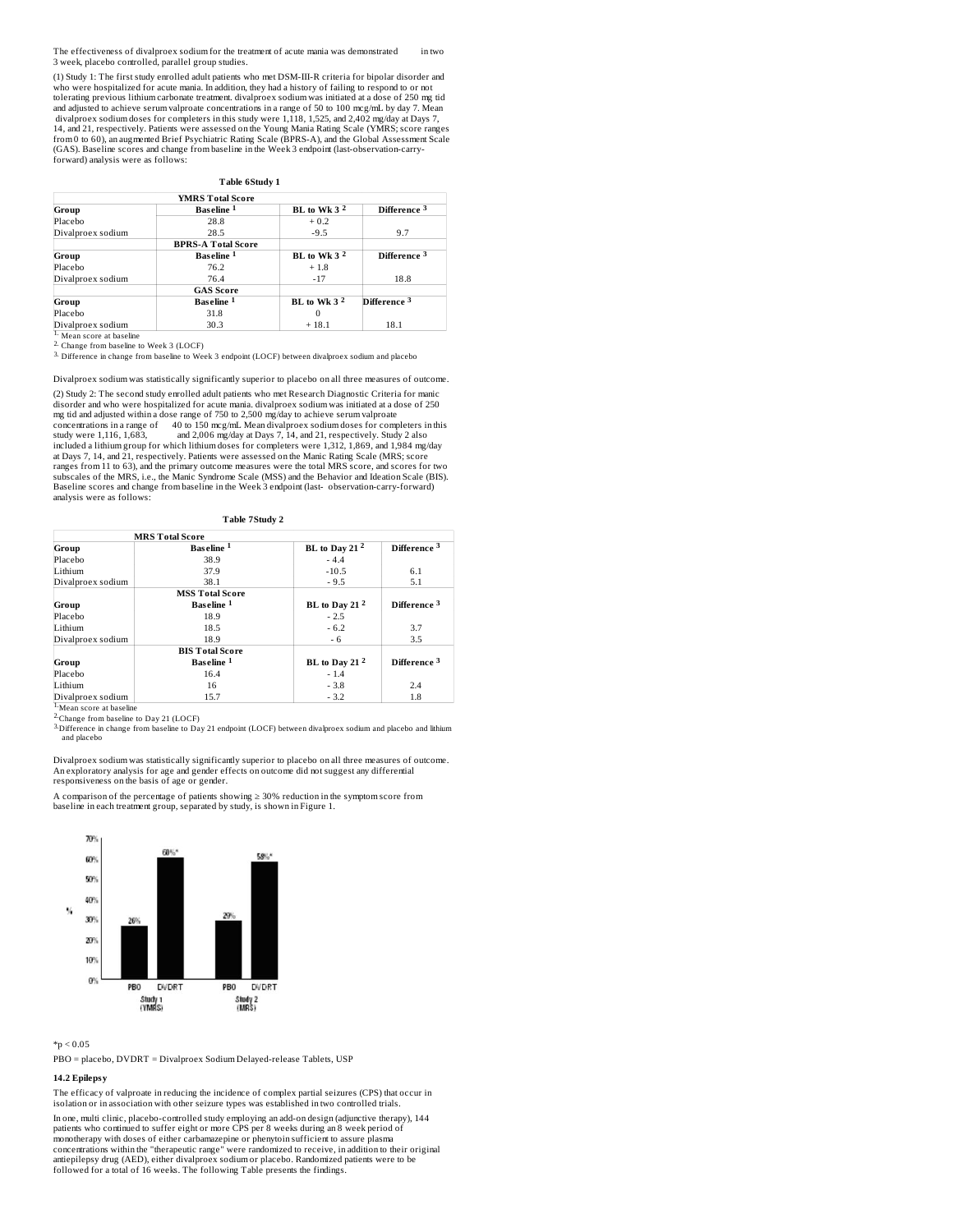The effectiveness of divalproex sodium for the treatment of acute mania was demonstrated in two 3 week, placebo controlled, parallel group studies.

(1) Study 1: The first study enrolled adult patients who met DSM-III-R criteria for bipolar disorder and who were hospitalized for acute mania. In addition, they had a history of failing to respond to or not tolerating previous lithium carbonate treatment. divalproex sodium was initiated at a dose of 250 mg tid and adjusted to achieve serum valproate concentrations in a range of 50 to 100 mcg/mL by day 7. Mean divalproex sodium doses for completers in this study were 1,118, 1,525, and 2,402 mg/day at Days 7, 14, and 21, respectively. Patients were assessed on the Young Mania Rating Scale (YMRS; score ranges from 0 to 60), an augmented Brief Psychiatric Rating Scale (BPRS-A), and the Global Assessment Scale (GAS). Baseline scores and change from baseline in the Week 3 endpoint (last-observation-carry-forward) analysis were as follows:

**Table 6Study 1**

| | YMRS Total Score | | |
|---|---|---|---|
| **Group** | **Baseline [1]** | **BL to Wk 3 [2]** | **Difference [3]** |
| Placebo | 28.8 | + 0.2 | |
| Divalproex sodium | 28.5 | -9.5 | 9.7 |
| | **BPRS-A Total Score** | | |
| **Group** | **Baseline [1]** | **BL to Wk 3 [2]** | **Difference [3]** |
| Placebo | 76.2 | + 1.8 | |
| Divalproex sodium | 76.4 | -17 | 18.8 |
| | **GAS Score** | | |
| **Group** | **Baseline [1]** | **BL to Wk 3 [2]** | **Difference [3]** |
| Placebo | 31.8 | 0 | |
| Divalproex sodium | 30.3 | + 18.1 | 18.1 |

[1.] Mean score at baseline
[2.] Change from baseline to Week 3 (LOCF)
[3.] Difference in change from baseline to Week 3 endpoint (LOCF) between divalproex sodium and placebo

Divalproex sodium was statistically significantly superior to placebo on all three measures of outcome.

(2) Study 2: The second study enrolled adult patients who met Research Diagnostic Criteria for manic disorder and who were hospitalized for acute mania. divalproex sodium was initiated at a dose of 250 mg tid and adjusted within a dose range of 750 to 2,500 mg/day to achieve serum valproate concentrations in a range of 40 to 150 mcg/mL. Mean divalproex sodium doses for completers in this study were 1,116, 1,683, and 2,006 mg/day at Days 7, 14, and 21, respectively. Study 2 also included a lithium group for which lithium doses for completers were 1,312, 1,869, and 1,984 mg/day at Days 7, 14, and 21, respectively. Patients were assessed on the Manic Rating Scale (MRS; score ranges from 11 to 63), and the primary outcome measures were the total MRS score, and scores for two subscales of the MRS, i.e., the Manic Syndrome Scale (MSS) and the Behavior and Ideation Scale (BIS). Baseline scores and change from baseline in the Week 3 endpoint (last- observation-carry-forward) analysis were as follows:

**Table 7Study 2**

| | MRS Total Score | | |
|---|---|---|---|
| **Group** | **Baseline [1]** | **BL to Day 21 [2]** | **Difference [3]** |
| Placebo | 38.9 | - 4.4 | |
| Lithium | 37.9 | -10.5 | 6.1 |
| Divalproex sodium | 38.1 | - 9.5 | 5.1 |
| | **MSS Total Score** | | |
| **Group** | **Baseline [1]** | **BL to Day 21 [2]** | **Difference [3]** |
| Placebo | 18.9 | - 2.5 | |
| Lithium | 18.5 | - 6.2 | 3.7 |
| Divalproex sodium | 18.9 | - 6 | 3.5 |
| | **BIS Total Score** | | |
| **Group** | **Baseline [1]** | **BL to Day 21 [2]** | **Difference [3]** |
| Placebo | 16.4 | - 1.4 | |
| Lithium | 16 | - 3.8 | 2.4 |
| Divalproex sodium | 15.7 | - 3.2 | 1.8 |

[1.]Mean score at baseline
[2.]Change from baseline to Day 21 (LOCF)
[3.]Difference in change from baseline to Day 21 endpoint (LOCF) between divalproex sodium and placebo and lithium and placebo

Divalproex sodium was statistically significantly superior to placebo on all three measures of outcome. An exploratory analysis for age and gender effects on outcome did not suggest any differential responsiveness on the basis of age or gender.

A comparison of the percentage of patients showing ≥ 30% reduction in the symptom score from baseline in each treatment group, separated by study, is shown in Figure 1.

*p < 0.05

PBO = placebo, DVDRT = Divalproex Sodium Delayed-release Tablets, USP

### 14.2 Epilepsy

The efficacy of valproate in reducing the incidence of complex partial seizures (CPS) that occur in isolation or in association with other seizure types was established in two controlled trials.

In one, multi clinic, placebo-controlled study employing an add-on design (adjunctive therapy), 144 patients who continued to suffer eight or more CPS per 8 weeks during an 8 week period of monotherapy with doses of either carbamazepine or phenytoin sufficient to assure plasma concentrations within the "therapeutic range" were randomized to receive, in addition to their original antiepilepsy drug (AED), either divalproex sodium or placebo. Randomized patients were to be followed for a total of 16 weeks. The following Table presents the findings.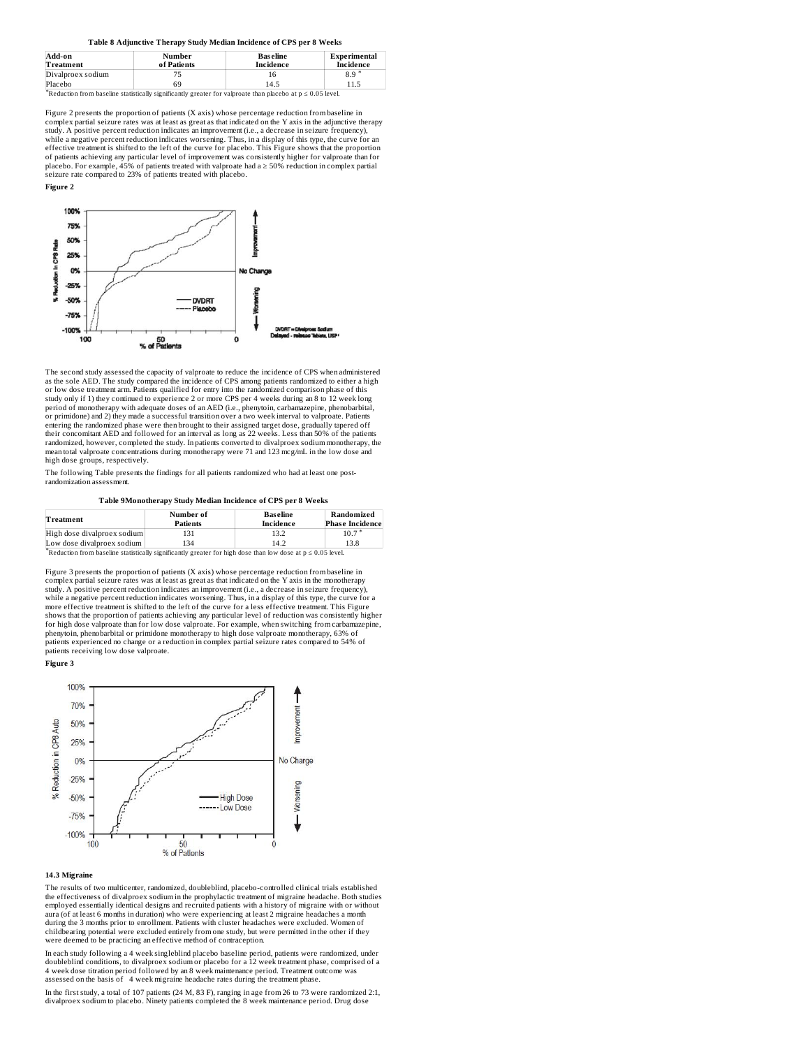**Table 8 Adjunctive Therapy Study Median Incidence of CPS per 8 Weeks**

| Add-on Treatment | Number of Patients | Baseline Incidence | Experimental Incidence |
|---|---|---|---|
| Divalproex sodium | 75 | 16 | 8.9 * |
| Placebo | 69 | 14.5 | 11.5 |

*Reduction from baseline statistically significantly greater for valproate than placebo at $p \leq 0.05$ level.

Figure 2 presents the proportion of patients (X axis) whose percentage reduction from baseline in complex partial seizure rates was at least as great as that indicated on the Y axis in the adjunctive therapy study. A positive percent reduction indicates an improvement (i.e., a decrease in seizure frequency), while a negative percent reduction indicates worsening. Thus, in a display of this type, the curve for an effective treatment is shifted to the left of the curve for placebo. This Figure shows that the proportion of patients achieving any particular level of improvement was consistently higher for valproate than for placebo. For example, 45% of patients treated with valproate had a ≥ 50% reduction in complex partial seizure rate compared to 23% of patients treated with placebo.

**Figure 2**

The second study assessed the capacity of valproate to reduce the incidence of CPS when administered as the sole AED. The study compared the incidence of CPS among patients randomized to either a high or low dose treatment arm. Patients qualified for entry into the randomized comparison phase of this study only if 1) they continued to experience 2 or more CPS per 4 weeks during an 8 to 12 week long period of monotherapy with adequate doses of an AED (i.e., phenytoin, carbamazepine, phenobarbital, or primidone) and 2) they made a successful transition over a two week interval to valproate. Patients entering the randomized phase were then brought to their assigned target dose, gradually tapered off their concomitant AED and followed for an interval as long as 22 weeks. Less than 50% of the patients randomized, however, completed the study. In patients converted to divalproex sodium monotherapy, the mean total valproate concentrations during monotherapy were 71 and 123 mcg/mL in the low dose and high dose groups, respectively.

The following Table presents the findings for all patients randomized who had at least one post-randomization assessment.

**Table 9Monotherapy Study Median Incidence of CPS per 8 Weeks**

| Treatment | Number of Patients | Baseline Incidence | Randomized Phase Incidence |
|---|---|---|---|
| High dose divalproex sodium | 131 | 13.2 | 10.7 * |
| Low dose divalproex sodium | 134 | 14.2 | 13.8 |

*Reduction from baseline statistically significantly greater for high dose than low dose at $p \leq 0.05$ level.

Figure 3 presents the proportion of patients (X axis) whose percentage reduction from baseline in complex partial seizure rates was at least as great as that indicated on the Y axis in the monotherapy study. A positive percent reduction indicates an improvement (i.e., a decrease in seizure frequency), while a negative percent reduction indicates worsening. Thus, in a display of this type, the curve for a more effective treatment is shifted to the left of the curve for a less effective treatment. This Figure shows that the proportion of patients achieving any particular level of reduction was consistently higher for high dose valproate than for low dose valproate. For example, when switching from carbamazepine, phenytoin, phenobarbital or primidone monotherapy to high dose valproate monotherapy, 63% of patients experienced no change or a reduction in complex partial seizure rates compared to 54% of patients receiving low dose valproate.

**Figure 3**

### 14.3 Migraine

The results of two multicenter, randomized, doubleblind, placebo-controlled clinical trials established the effectiveness of divalproex sodium in the prophylactic treatment of migraine headache. Both studies employed essentially identical designs and recruited patients with a history of migraine with or without aura (of at least 6 months in duration) who were experiencing at least 2 migraine headaches a month during the 3 months prior to enrollment. Patients with cluster headaches were excluded. Women of childbearing potential were excluded entirely from one study, but were permitted in the other if they were deemed to be practicing an effective method of contraception.

In each study following a 4 week singleblind placebo baseline period, patients were randomized, under doubleblind conditions, to divalproex sodium or placebo for a 12 week treatment phase, comprised of a 4 week dose titration period followed by an 8 week maintenance period. Treatment outcome was assessed on the basis of 4 week migraine headache rates during the treatment phase.

In the first study, a total of 107 patients (24 M, 83 F), ranging in age from 26 to 73 were randomized 2:1, divalproex sodium to placebo. Ninety patients completed the 8 week maintenance period. Drug dose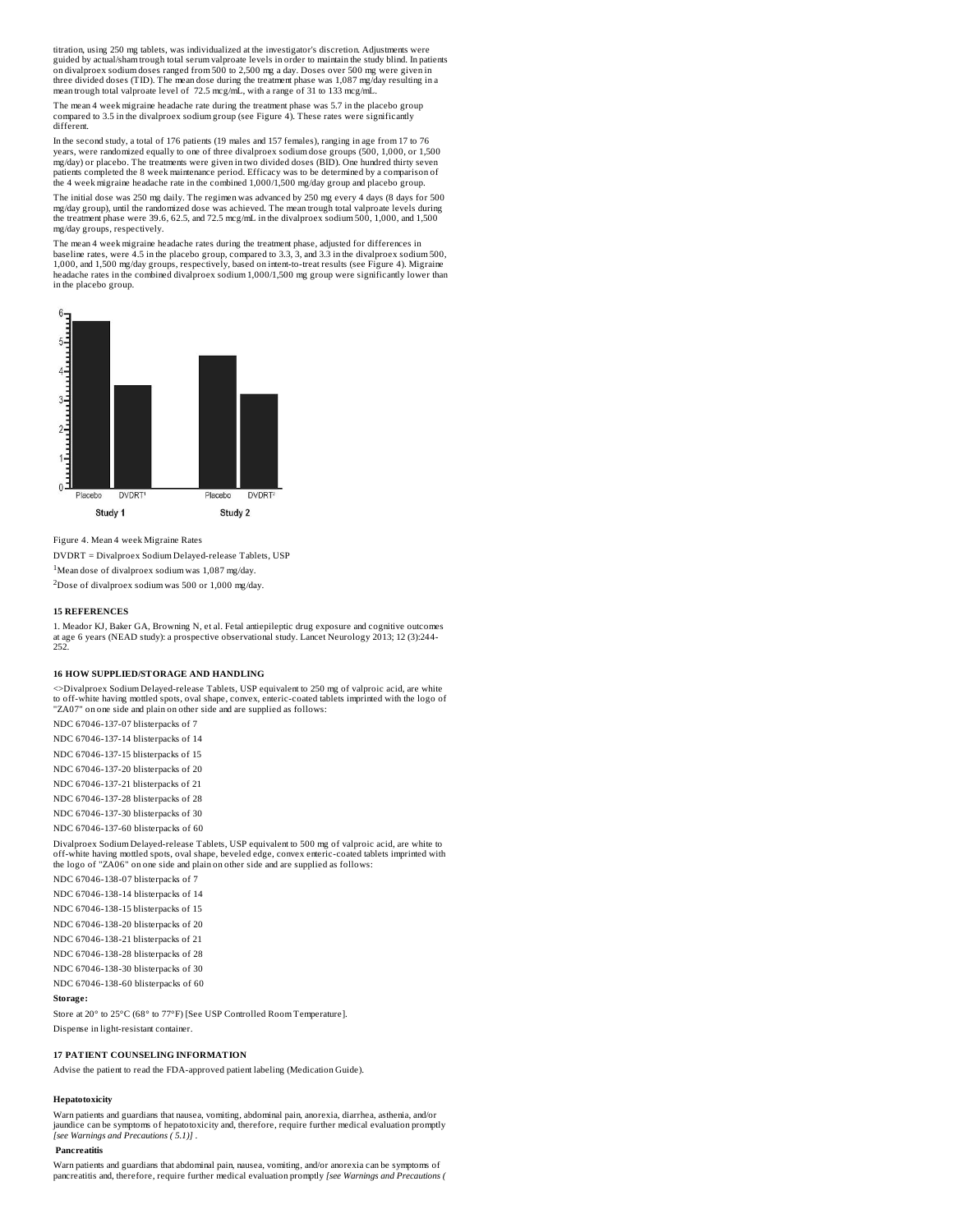titration, using 250 mg tablets, was individualized at the investigator's discretion. Adjustments were guided by actual/sham trough total serum valproate levels in order to maintain the study blind. In patients on divalproex sodium doses ranged from 500 to 2,500 mg a day. Doses over 500 mg were given in three divided doses (TID). The mean dose during the treatment phase was 1,087 mg/day resulting in a mean trough total valproate level of 72.5 mcg/mL, with a range of 31 to 133 mcg/mL.

The mean 4 week migraine headache rate during the treatment phase was 5.7 in the placebo group compared to 3.5 in the divalproex sodium group (see Figure 4). These rates were significantly different.

In the second study, a total of 176 patients (19 males and 157 females), ranging in age from 17 to 76 years, were randomized equally to one of three divalproex sodium dose groups (500, 1,000, or 1,500 mg/day) or placebo. The treatments were given in two divided doses (BID). One hundred thirty seven patients completed the 8 week maintenance period. Efficacy was to be determined by a comparison of the 4 week migraine headache rate in the combined 1,000/1,500 mg/day group and placebo group.

The initial dose was 250 mg daily. The regimen was advanced by 250 mg every 4 days (8 days for 500 mg/day group), until the randomized dose was achieved. The mean trough total valproate levels during the treatment phase were 39.6, 62.5, and 72.5 mcg/mL in the divalproex sodium 500, 1,000, and 1,500 mg/day groups, respectively.

The mean 4 week migraine headache rates during the treatment phase, adjusted for differences in baseline rates, were 4.5 in the placebo group, compared to 3.3, 3, and 3.3 in the divalproex sodium 500, 1,000, and 1,500 mg/day groups, respectively, based on intent-to-treat results (see Figure 4). Migraine headache rates in the combined divalproex sodium 1,000/1,500 mg group were significantly lower than in the placebo group.

Figure 4. Mean 4 week Migraine Rates

DVDRT = Divalproex Sodium Delayed-release Tablets, USP

[1]Mean dose of divalproex sodium was 1,087 mg/day.

[2]Dose of divalproex sodium was 500 or 1,000 mg/day.

## 15 REFERENCES

1. Meador KJ, Baker GA, Browning N, et al. Fetal antiepileptic drug exposure and cognitive outcomes at age 6 years (NEAD study): a prospective observational study. Lancet Neurology 2013; 12 (3):244-252.

## 16 HOW SUPPLIED/STORAGE AND HANDLING

<>Divalproex Sodium Delayed-release Tablets, USP equivalent to 250 mg of valproic acid, are white to off-white having mottled spots, oval shape, convex, enteric-coated tablets imprinted with the logo of "ZA07" on one side and plain on other side and are supplied as follows:

NDC 67046-137-07 blisterpacks of 7

NDC 67046-137-14 blisterpacks of 14

NDC 67046-137-15 blisterpacks of 15

NDC 67046-137-20 blisterpacks of 20

NDC 67046-137-21 blisterpacks of 21

NDC 67046-137-28 blisterpacks of 28

NDC 67046-137-30 blisterpacks of 30

NDC 67046-137-60 blisterpacks of 60

Divalproex Sodium Delayed-release Tablets, USP equivalent to 500 mg of valproic acid, are white to off-white having mottled spots, oval shape, beveled edge, convex enteric-coated tablets imprinted with the logo of "ZA06" on one side and plain on other side and are supplied as follows:

NDC 67046-138-07 blisterpacks of 7

NDC 67046-138-14 blisterpacks of 14

NDC 67046-138-15 blisterpacks of 15

NDC 67046-138-20 blisterpacks of 20

NDC 67046-138-21 blisterpacks of 21

NDC 67046-138-28 blisterpacks of 28

NDC 67046-138-30 blisterpacks of 30

NDC 67046-138-60 blisterpacks of 60

**Storage:**

Store at 20° to 25°C (68° to 77°F) [See USP Controlled Room Temperature].

Dispense in light-resistant container.

## 17 PATIENT COUNSELING INFORMATION

Advise the patient to read the FDA-approved patient labeling (Medication Guide).

**Hepatotoxicity**

Warn patients and guardians that nausea, vomiting, abdominal pain, anorexia, diarrhea, asthenia, and/or jaundice can be symptoms of hepatotoxicity and, therefore, require further medical evaluation promptly *[see Warnings and Precautions (5.1)]*.

**Pancreatitis**

Warn patients and guardians that abdominal pain, nausea, vomiting, and/or anorexia can be symptoms of pancreatitis and, therefore, require further medical evaluation promptly *[see Warnings and Precautions (*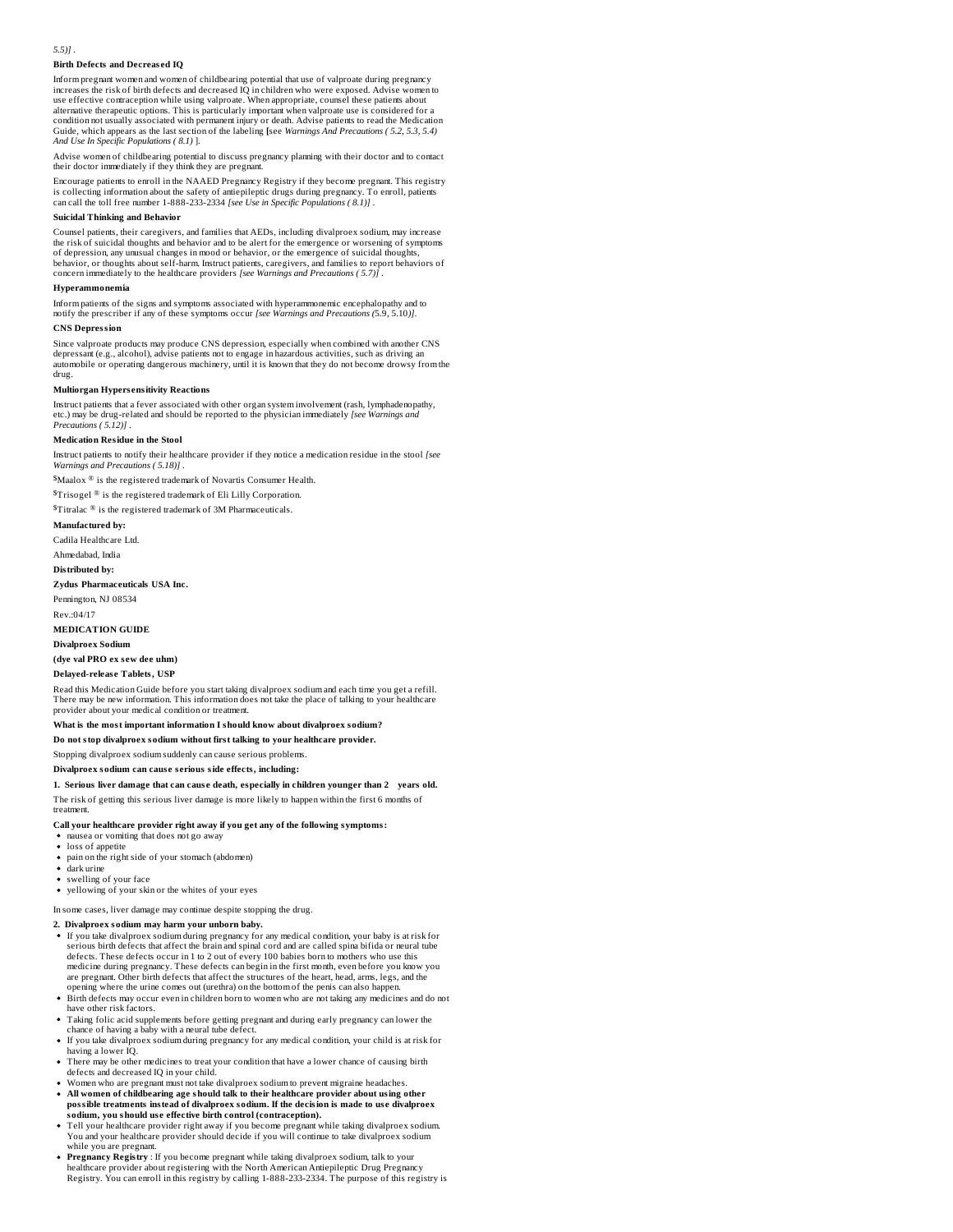*5.5)]* .

**Birth Defects and Decreased IQ**

Inform pregnant women and women of childbearing potential that use of valproate during pregnancy increases the risk of birth defects and decreased IQ in children who were exposed. Advise women to use effective contraception while using valproate. When appropriate, counsel these patients about alternative therapeutic options. This is particularly important when valproate use is considered for a condition not usually associated with permanent injury or death. Advise patients to read the Medication Guide, which appears as the last section of the labeling [see *Warnings And Precautions ( 5.2, 5.3, 5.4) And Use In Specific Populations ( 8.1)* ].

Advise women of childbearing potential to discuss pregnancy planning with their doctor and to contact their doctor immediately if they think they are pregnant.

Encourage patients to enroll in the NAAED Pregnancy Registry if they become pregnant. This registry is collecting information about the safety of antiepileptic drugs during pregnancy. To enroll, patients can call the toll free number 1-888-233-2334 *[see Use in Specific Populations ( 8.1)]* .

**Suicidal Thinking and Behavior**

Counsel patients, their caregivers, and families that AEDs, including divalproex sodium, may increase the risk of suicidal thoughts and behavior and to be alert for the emergence or worsening of symptoms of depression, any unusual changes in mood or behavior, or the emergence of suicidal thoughts, behavior, or thoughts about self-harm. Instruct patients, caregivers, and families to report behaviors of concern immediately to the healthcare providers *[see Warnings and Precautions ( 5.7)]* .

**Hyperammonemia**

Inform patients of the signs and symptoms associated with hyperammonemic encephalopathy and to notify the prescriber if any of these symptoms occur *[see Warnings and Precautions (*5.9, 5.10*)]*.

**CNS Depression**

Since valproate products may produce CNS depression, especially when combined with another CNS depressant (e.g., alcohol), advise patients not to engage in hazardous activities, such as driving an automobile or operating dangerous machinery, until it is known that they do not become drowsy from the drug.

**Multiorgan Hypersensitivity Reactions**

Instruct patients that a fever associated with other organ system involvement (rash, lymphadenopathy, etc.) may be drug-related and should be reported to the physician immediately *[see Warnings and Precautions ( 5.12)]* .

**Medication Residue in the Stool**

Instruct patients to notify their healthcare provider if they notice a medication residue in the stool *[see Warnings and Precautions ( 5.18)]* .

$Maalox ® is the registered trademark of Novartis Consumer Health.

$Trisogel ® is the registered trademark of Eli Lilly Corporation.

$Titralac ® is the registered trademark of 3M Pharmaceuticals.

**Manufactured by:**

Cadila Healthcare Ltd.

Ahmedabad, India

**Distributed by:**

**Zydus Pharmaceuticals USA Inc.**

Pennington, NJ 08534

Rev.:04/17

**MEDICATION GUIDE**

**Divalproex Sodium**

**(dye val PRO ex sew dee uhm)**

**Delayed-release Tablets, USP**

Read this Medication Guide before you start taking divalproex sodium and each time you get a refill. There may be new information. This information does not take the place of talking to your healthcare provider about your medical condition or treatment.

**What is the most important information I should know about divalproex sodium?**

**Do not stop divalproex sodium without first talking to your healthcare provider.**

Stopping divalproex sodium suddenly can cause serious problems.

**Divalproex sodium can cause serious side effects, including:**

**1. Serious liver damage that can cause death, especially in children younger than 2 years old.**

The risk of getting this serious liver damage is more likely to happen within the first 6 months of treatment.

**Call your healthcare provider right away if you get any of the following symptoms:**

- nausea or vomiting that does not go away
- loss of appetite
- pain on the right side of your stomach (abdomen)
- dark urine
- swelling of your face
- yellowing of your skin or the whites of your eyes

In some cases, liver damage may continue despite stopping the drug.

**2. Divalproex sodium may harm your unborn baby.**

- If you take divalproex sodium during pregnancy for any medical condition, your baby is at risk for serious birth defects that affect the brain and spinal cord and are called spina bifida or neural tube defects. These defects occur in 1 to 2 out of every 100 babies born to mothers who use this medicine during pregnancy. These defects can begin in the first month, even before you know you are pregnant. Other birth defects that affect the structures of the heart, head, arms, legs, and the opening where the urine comes out (urethra) on the bottom of the penis can also happen.
- Birth defects may occur even in children born to women who are not taking any medicines and do not have other risk factors.
- Taking folic acid supplements before getting pregnant and during early pregnancy can lower the chance of having a baby with a neural tube defect.
- If you take divalproex sodium during pregnancy for any medical condition, your child is at risk for having a lower IQ.
- There may be other medicines to treat your condition that have a lower chance of causing birth defects and decreased IQ in your child.
- Women who are pregnant must not take divalproex sodium to prevent migraine headaches.
- **All women of childbearing age should talk to their healthcare provider about using other possible treatments instead of divalproex sodium. If the decision is made to use divalproex sodium, you should use effective birth control (contraception).**
- Tell your healthcare provider right away if you become pregnant while taking divalproex sodium. You and your healthcare provider should decide if you will continue to take divalproex sodium while you are pregnant.
- **Pregnancy Registry** : If you become pregnant while taking divalproex sodium, talk to your healthcare provider about registering with the North American Antiepileptic Drug Pregnancy Registry. You can enroll in this registry by calling 1-888-233-2334. The purpose of this registry is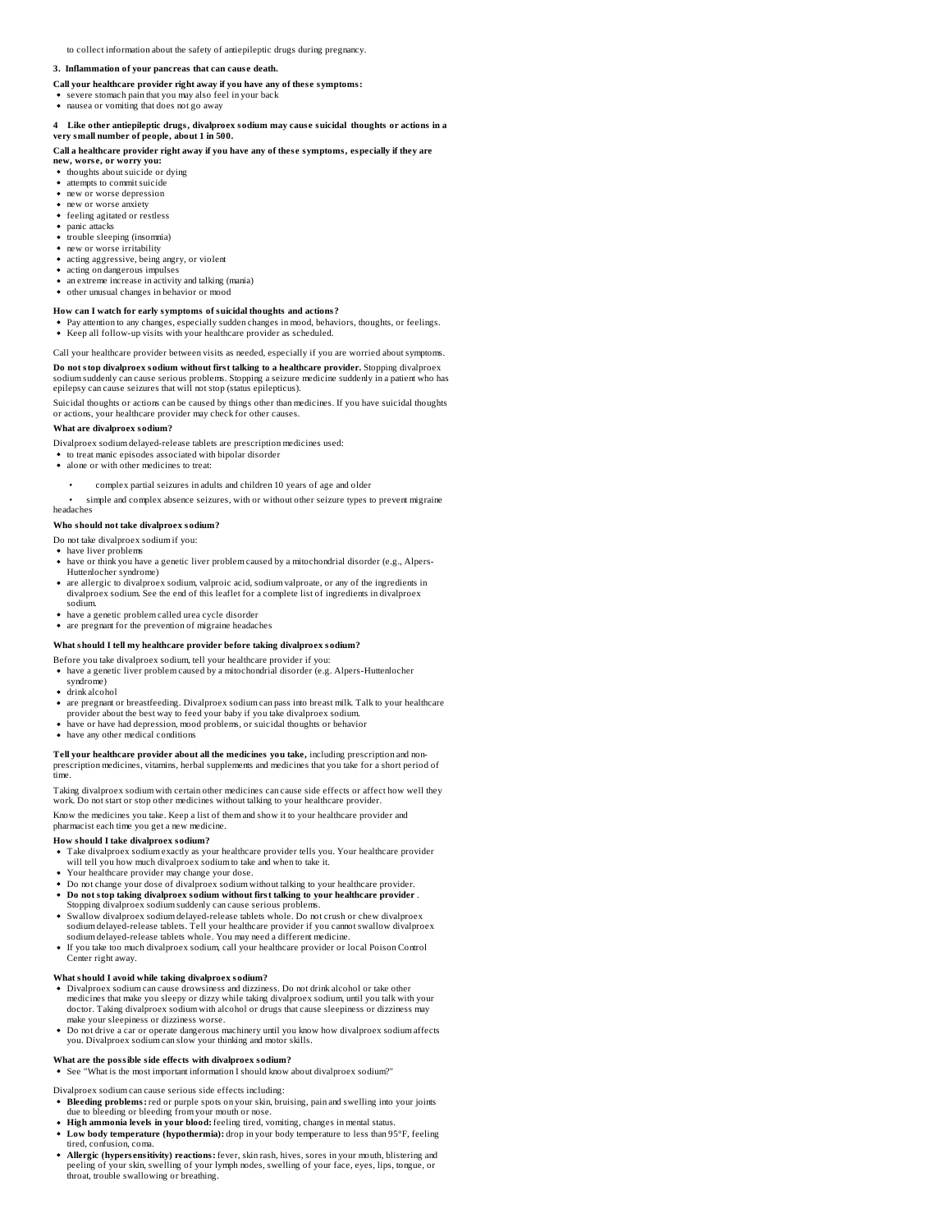to collect information about the safety of antiepileptic drugs during pregnancy.

**3. Inflammation of your pancreas that can cause death.**

**Call your healthcare provider right away if you have any of these symptoms:**

- severe stomach pain that you may also feel in your back
- nausea or vomiting that does not go away

**4 Like other antiepileptic drugs, divalproex sodium may cause suicidal thoughts or actions in a very small number of people, about 1 in 500.**

**Call a healthcare provider right away if you have any of these symptoms, especially if they are new, worse, or worry you:**

- thoughts about suicide or dying
- attempts to commit suicide
- new or worse depression
- new or worse anxiety
- feeling agitated or restless
- panic attacks
- trouble sleeping (insomnia)
- new or worse irritability
- acting aggressive, being angry, or violent
- acting on dangerous impulses
- an extreme increase in activity and talking (mania)
- other unusual changes in behavior or mood

**How can I watch for early symptoms of suicidal thoughts and actions?**

- Pay attention to any changes, especially sudden changes in mood, behaviors, thoughts, or feelings.
- Keep all follow-up visits with your healthcare provider as scheduled.

Call your healthcare provider between visits as needed, especially if you are worried about symptoms.

**Do not stop divalproex sodium without first talking to a healthcare provider.** Stopping divalproex sodium suddenly can cause serious problems. Stopping a seizure medicine suddenly in a patient who has epilepsy can cause seizures that will not stop (status epilepticus).

Suicidal thoughts or actions can be caused by things other than medicines. If you have suicidal thoughts or actions, your healthcare provider may check for other causes.

**What are divalproex sodium?**

Divalproex sodium delayed-release tablets are prescription medicines used:

- to treat manic episodes associated with bipolar disorder
- alone or with other medicines to treat:
  - complex partial seizures in adults and children 10 years of age and older
  - simple and complex absence seizures, with or without other seizure types to prevent migraine headaches

**Who should not take divalproex sodium?**

Do not take divalproex sodium if you:

- have liver problems
- have or think you have a genetic liver problem caused by a mitochondrial disorder (e.g., Alpers-Huttenlocher syndrome)
- are allergic to divalproex sodium, valproic acid, sodium valproate, or any of the ingredients in divalproex sodium. See the end of this leaflet for a complete list of ingredients in divalproex sodium.
- have a genetic problem called urea cycle disorder
- are pregnant for the prevention of migraine headaches

**What should I tell my healthcare provider before taking divalproex sodium?**

Before you take divalproex sodium, tell your healthcare provider if you:

- have a genetic liver problem caused by a mitochondrial disorder (e.g. Alpers-Huttenlocher syndrome)
- drink alcohol
- are pregnant or breastfeeding. Divalproex sodium can pass into breast milk. Talk to your healthcare provider about the best way to feed your baby if you take divalproex sodium.
- have or have had depression, mood problems, or suicidal thoughts or behavior
- have any other medical conditions

**Tell your healthcare provider about all the medicines you take,** including prescription and non-prescription medicines, vitamins, herbal supplements and medicines that you take for a short period of time.

Taking divalproex sodium with certain other medicines can cause side effects or affect how well they work. Do not start or stop other medicines without talking to your healthcare provider.

Know the medicines you take. Keep a list of them and show it to your healthcare provider and pharmacist each time you get a new medicine.

**How should I take divalproex sodium?**

- Take divalproex sodium exactly as your healthcare provider tells you. Your healthcare provider will tell you how much divalproex sodium to take and when to take it.
- Your healthcare provider may change your dose.
- Do not change your dose of divalproex sodium without talking to your healthcare provider.
- **Do not stop taking divalproex sodium without first talking to your healthcare provider**. Stopping divalproex sodium suddenly can cause serious problems.
- Swallow divalproex sodium delayed-release tablets whole. Do not crush or chew divalproex sodium delayed-release tablets. Tell your healthcare provider if you cannot swallow divalproex sodium delayed-release tablets whole. You may need a different medicine.
- If you take too much divalproex sodium, call your healthcare provider or local Poison Control Center right away.

**What should I avoid while taking divalproex sodium?**

- Divalproex sodium can cause drowsiness and dizziness. Do not drink alcohol or take other medicines that make you sleepy or dizzy while taking divalproex sodium, until you talk with your doctor. Taking divalproex sodium with alcohol or drugs that cause sleepiness or dizziness may make your sleepiness or dizziness worse.
- Do not drive a car or operate dangerous machinery until you know how divalproex sodium affects you. Divalproex sodium can slow your thinking and motor skills.

**What are the possible side effects with divalproex sodium?**

- See "What is the most important information I should know about divalproex sodium?"

Divalproex sodium can cause serious side effects including:

- **Bleeding problems:** red or purple spots on your skin, bruising, pain and swelling into your joints due to bleeding or bleeding from your mouth or nose.
- **High ammonia levels in your blood:** feeling tired, vomiting, changes in mental status.
- **Low body temperature (hypothermia):** drop in your body temperature to less than 95°F, feeling tired, confusion, coma.
- **Allergic (hypersensitivity) reactions:** fever, skin rash, hives, sores in your mouth, blistering and peeling of your skin, swelling of your lymph nodes, swelling of your face, eyes, lips, tongue, or throat, trouble swallowing or breathing.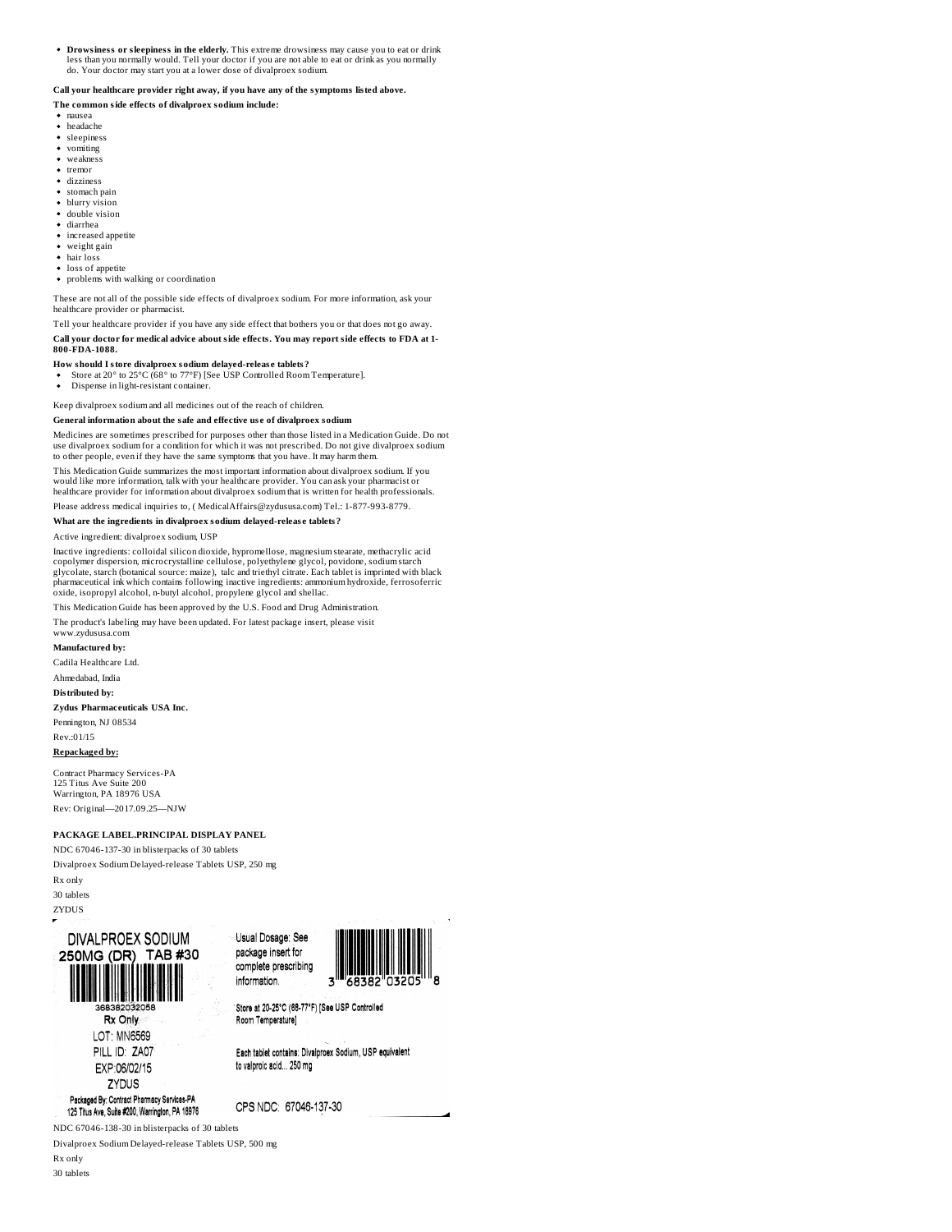- **Drowsiness or sleepiness in the elderly.** This extreme drowsiness may cause you to eat or drink less than you normally would. Tell your doctor if you are not able to eat or drink as you normally do. Your doctor may start you at a lower dose of divalproex sodium.

**Call your healthcare provider right away, if you have any of the symptoms listed above.**

**The common side effects of divalproex sodium include:**

- nausea
- headache
- sleepiness
- vomiting
- weakness
- tremor
- dizziness
- stomach pain
- blurry vision
- double vision
- diarrhea
- increased appetite
- weight gain
- hair loss
- loss of appetite
- problems with walking or coordination

These are not all of the possible side effects of divalproex sodium. For more information, ask your healthcare provider or pharmacist.

Tell your healthcare provider if you have any side effect that bothers you or that does not go away.

**Call your doctor for medical advice about side effects. You may report side effects to FDA at 1-800-FDA-1088.**

**How should I store divalproex sodium delayed-release tablets?**

- Store at 20° to 25°C (68° to 77°F) [See USP Controlled Room Temperature].
- Dispense in light-resistant container.

Keep divalproex sodium and all medicines out of the reach of children.

**General information about the safe and effective use of divalproex sodium**

Medicines are sometimes prescribed for purposes other than those listed in a Medication Guide. Do not use divalproex sodium for a condition for which it was not prescribed. Do not give divalproex sodium to other people, even if they have the same symptoms that you have. It may harm them.

This Medication Guide summarizes the most important information about divalproex sodium. If you would like more information, talk with your healthcare provider. You can ask your pharmacist or healthcare provider for information about divalproex sodium that is written for health professionals.

Please address medical inquiries to, ( MedicalAffairs@zydususa.com) Tel.: 1-877-993-8779.

**What are the ingredients in divalproex sodium delayed-release tablets?**

Active ingredient: divalproex sodium, USP

Inactive ingredients: colloidal silicon dioxide, hypromellose, magnesium stearate, methacrylic acid copolymer dispersion, microcrystalline cellulose, polyethylene glycol, povidone, sodium starch glycolate, starch (botanical source: maize), talc and triethyl citrate. Each tablet is imprinted with black pharmaceutical ink which contains following inactive ingredients: ammonium hydroxide, ferrosoferric oxide, isopropyl alcohol, n-butyl alcohol, propylene glycol and shellac.

This Medication Guide has been approved by the U.S. Food and Drug Administration.

The product's labeling may have been updated. For latest package insert, please visit www.zydususa.com

**Manufactured by:**

Cadila Healthcare Ltd.

Ahmedabad, India

**Distributed by:**

**Zydus Pharmaceuticals USA Inc.**

Pennington, NJ 08534

Rev.:01/15

**Repackaged by:**

Contract Pharmacy Services-PA
125 Titus Ave Suite 200
Warrington, PA 18976 USA

Rev: Original—2017.09.25—NJW

**PACKAGE LABEL.PRINCIPAL DISPLAY PANEL**

NDC 67046-137-30 in blisterpacks of 30 tablets

Divalproex Sodium Delayed-release Tablets USP, 250 mg

Rx only

30 tablets

ZYDUS

DIVALPROEX SODIUM
250MG (DR) TAB #30

368382032058

Rx Only

LOT: MN6569

PILL ID: ZA07

EXP:06/02/15

ZYDUS

Packaged By: Contract Pharmacy Services-PA
125 Titus Ave, Suite #200, Warrington, PA 18976

Usual Dosage: See package insert for complete prescribing information.

3 68382 03205 8

Store at 20-25°C (68-77°F) [See USP Controlled Room Temperature]

Each tablet contains: Divalproex Sodium, USP equivalent to valproic acid... 250 mg

CPS NDC: 67046-137-30

NDC 67046-138-30 in blisterpacks of 30 tablets

Divalproex Sodium Delayed-release Tablets USP, 500 mg

Rx only

30 tablets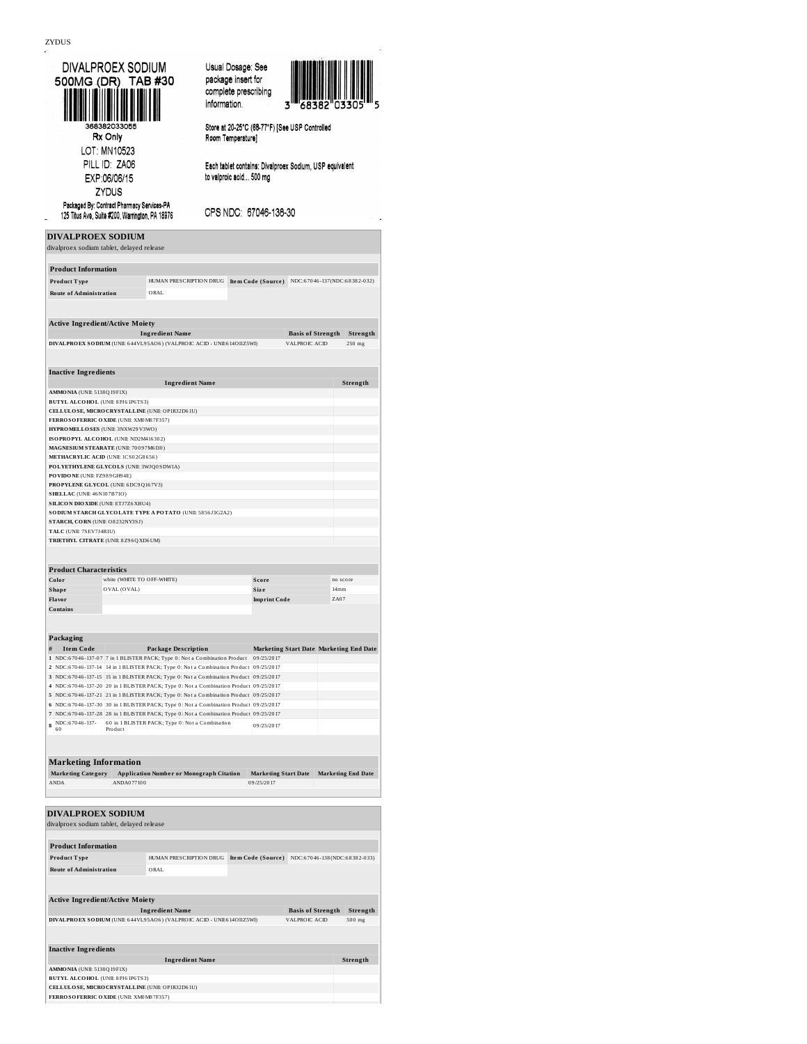ZYDUS

DIVALPROEX SODIUM
500MG (DR) TAB #30

368382033055
Rx Only
LOT: MN10523
PILL ID: ZA06
EXP:06/06/15
ZYDUS
Packaged By: Contract Pharmacy Services-PA
125 Titus Ave, Suite #200, Warrington, PA 18976

Usual Dosage: See package insert for complete prescribing information.

3 68382 03305 5

Store at 20-25°C (68-77°F) [See USP Controlled Room Temperature]

Each tablet contains: Divalproex Sodium, USP equivalent to valproic acid... 500 mg

CPS NDC: 67046-138-30

## DIVALPROEX SODIUM

divalproex sodium tablet, delayed release

| Product Information | | | |
|---|---|---|---|
| Product Type | HUMAN PRESCRIPTION DRUG | Item Code (Source) | NDC:67046-137(NDC:68382-032) |
| Route of Administration | ORAL | | |

| Active Ingredient/Active Moiety | | |
|---|---|---|
| Ingredient Name | Basis of Strength | Strength |
| DIVALPROEX SODIUM (UNII: 644VL95AO6) (VALPROIC ACID - UNII:614OI1Z5WI) | VALPROIC ACID | 250 mg |

| Inactive Ingredients | |
|---|---|
| Ingredient Name | Strength |
| AMMONIA (UNII: 5138Q19F1X) | |
| BUTYL ALCOHOL (UNII: 8PJ61P6TS3) | |
| CELLULOSE, MICROCRYSTALLINE (UNII: OP1R32D61U) | |
| FERROSOFERRIC OXIDE (UNII: XM0M87F357) | |
| HYPROMELLOSES (UNII: 3NXW29V3WO) | |
| ISOPROPYL ALCOHOL (UNII: ND2M416302) | |
| MAGNESIUM STEARATE (UNII: 70097M6I30) | |
| METHACRYLIC ACID (UNII: 1CS02G8656) | |
| POLYETHYLENE GLYCOLS (UNII: 3WJQ0SDW1A) | |
| POVIDONE (UNII: FZ989GH94E) | |
| PROPYLENE GLYCOL (UNII: 6DC9Q167V3) | |
| SHELLAC (UNII: 46N107B71O) | |
| SILICON DIOXIDE (UNII: ETJ7Z6XBU4) | |
| SODIUM STARCH GLYCOLATE TYPE A POTATO (UNII: 5856J3G2A2) | |
| STARCH, CORN (UNII: O8232NY3SJ) | |
| TALC (UNII: 7SEV7J4R1U) | |
| TRIETHYL CITRATE (UNII: 8Z96QXD6UM) | |

| Product Characteristics | | | |
|---|---|---|---|
| Color | white (WHITE TO OFF-WHITE) | Score | no score |
| Shape | OVAL (OVAL) | Size | 14mm |
| Flavor | | Imprint Code | ZA07 |
| Contains | | | |

| Packaging | | | | |
|---|---|---|---|---|
| # | Item Code | Package Description | Marketing Start Date | Marketing End Date |
| 1 | NDC:67046-137-07 | 7 in 1 BLISTER PACK; Type 0: Not a Combination Product | 09/25/2017 | |
| 2 | NDC:67046-137-14 | 14 in 1 BLISTER PACK; Type 0: Not a Combination Product | 09/25/2017 | |
| 3 | NDC:67046-137-15 | 15 in 1 BLISTER PACK; Type 0: Not a Combination Product | 09/25/2017 | |
| 4 | NDC:67046-137-20 | 20 in 1 BLISTER PACK; Type 0: Not a Combination Product | 09/25/2017 | |
| 5 | NDC:67046-137-21 | 21 in 1 BLISTER PACK; Type 0: Not a Combination Product | 09/25/2017 | |
| 6 | NDC:67046-137-30 | 30 in 1 BLISTER PACK; Type 0: Not a Combination Product | 09/25/2017 | |
| 7 | NDC:67046-137-28 | 28 in 1 BLISTER PACK; Type 0: Not a Combination Product | 09/25/2017 | |
| 8 | NDC:67046-137-60 | 60 in 1 BLISTER PACK; Type 0: Not a Combination Product | 09/25/2017 | |

| Marketing Information | | | |
|---|---|---|---|
| Marketing Category | Application Number or Monograph Citation | Marketing Start Date | Marketing End Date |
| ANDA | ANDA077100 | 09/25/2017 | |

## DIVALPROEX SODIUM

divalproex sodium tablet, delayed release

| Product Information | | | |
|---|---|---|---|
| Product Type | HUMAN PRESCRIPTION DRUG | Item Code (Source) | NDC:67046-138(NDC:68382-033) |
| Route of Administration | ORAL | | |

| Active Ingredient/Active Moiety | | |
|---|---|---|
| Ingredient Name | Basis of Strength | Strength |
| DIVALPROEX SODIUM (UNII: 644VL95AO6) (VALPROIC ACID - UNII:614OI1Z5WI) | VALPROIC ACID | 500 mg |

| Inactive Ingredients | |
|---|---|
| Ingredient Name | Strength |
| AMMONIA (UNII: 5138Q19F1X) | |
| BUTYL ALCOHOL (UNII: 8PJ61P6TS3) | |
| CELLULOSE, MICROCRYSTALLINE (UNII: OP1R32D61U) | |
| FERROSOFERRIC OXIDE (UNII: XM0M87F357) | |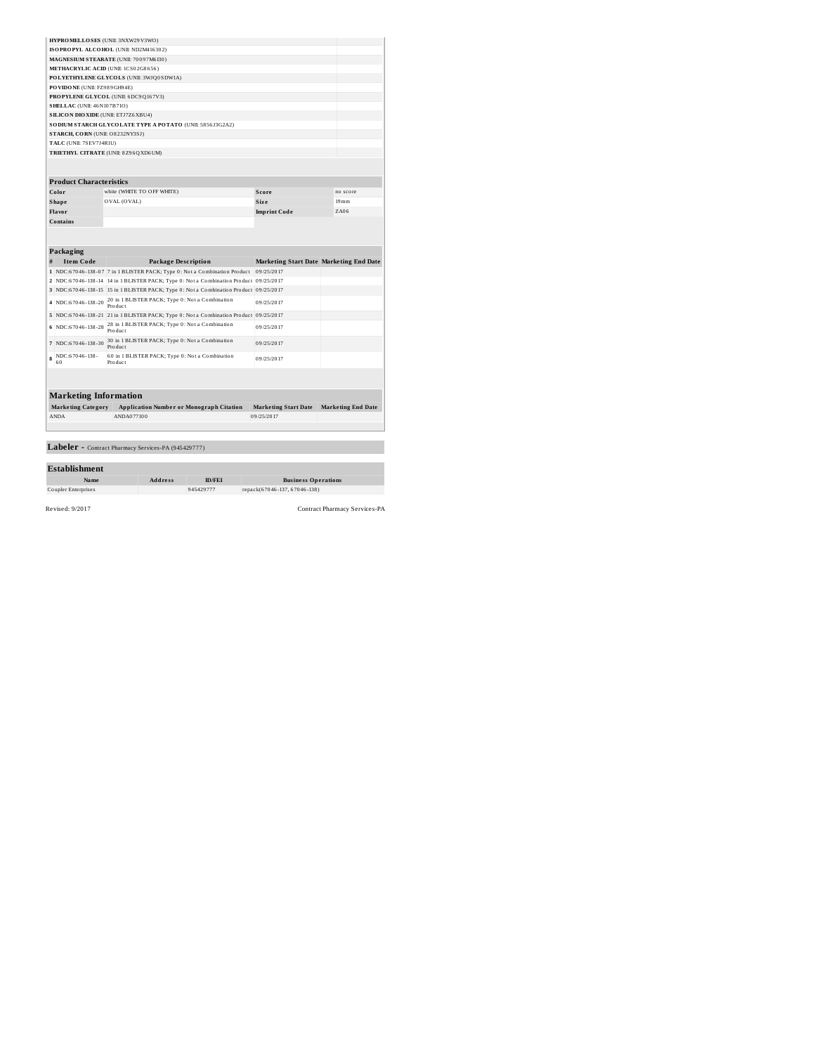| | |
|---|---|
| **HYPROMELLOSES** (UNII: 3NXW29V3WO) | |
| **ISOPROPYL ALCOHOL** (UNII: ND2M416302) | |
| **MAGNESIUM STEARATE** (UNII: 70097M6I30) | |
| **METHACRYLIC ACID** (UNII: 1CS02G8656) | |
| **POLYETHYLENE GLYCOLS** (UNII: 3WJQ0SDW1A) | |
| **POVIDONE** (UNII: FZ989GH94E) | |
| **PROPYLENE GLYCOL** (UNII: 6DC9Q167V3) | |
| **SHELLAC** (UNII: 46N107B71O) | |
| **SILICON DIOXIDE** (UNII: ETJ7Z6XBU4) | |
| **SODIUM STARCH GLYCOLATE TYPE A POTATO** (UNII: 5856J3G2A2) | |
| **STARCH, CORN** (UNII: O8232NY3SJ) | |
| **TALC** (UNII: 7SEV7J4R1U) | |
| **TRIETHYL CITRATE** (UNII: 8Z96QXD6UM) | |

**Product Characteristics**

| | | | |
|---|---|---|---|
| **Color** | white (WHITE TO OFF WHITE) | **Score** | no score |
| **Shape** | OVAL (OVAL) | **Size** | 19mm |
| **Flavor** | | **Imprint Code** | ZA06 |
| **Contains** | | | |

**Packaging**

| # | Item Code | Package Description | Marketing Start Date | Marketing End Date |
|---|---|---|---|---|
| 1 | NDC:67046-138-07 | 7 in 1 BLISTER PACK; Type 0: Not a Combination Product | 09/25/2017 | |
| 2 | NDC:67046-138-14 | 14 in 1 BLISTER PACK; Type 0: Not a Combination Product | 09/25/2017 | |
| 3 | NDC:67046-138-15 | 15 in 1 BLISTER PACK; Type 0: Not a Combination Product | 09/25/2017 | |
| 4 | NDC:67046-138-20 | 20 in 1 BLISTER PACK; Type 0: Not a Combination Product | 09/25/2017 | |
| 5 | NDC:67046-138-21 | 21 in 1 BLISTER PACK; Type 0: Not a Combination Product | 09/25/2017 | |
| 6 | NDC:67046-138-28 | 28 in 1 BLISTER PACK; Type 0: Not a Combination Product | 09/25/2017 | |
| 7 | NDC:67046-138-30 | 30 in 1 BLISTER PACK; Type 0: Not a Combination Product | 09/25/2017 | |
| 8 | NDC:67046-138-60 | 60 in 1 BLISTER PACK; Type 0: Not a Combination Product | 09/25/2017 | |

**Marketing Information**

| Marketing Category | Application Number or Monograph Citation | Marketing Start Date | Marketing End Date |
|---|---|---|---|
| ANDA | ANDA077100 | 09/25/2017 | |

**Labeler -** Contract Pharmacy Services-PA (945429777)

**Establishment**

| Name | Address | ID/FEI | Business Operations |
|---|---|---|---|
| Coupler Enterprises | | 945429777 | repack(67046-137, 67046-138) |

Revised: 9/2017

Contract Pharmacy Services-PA